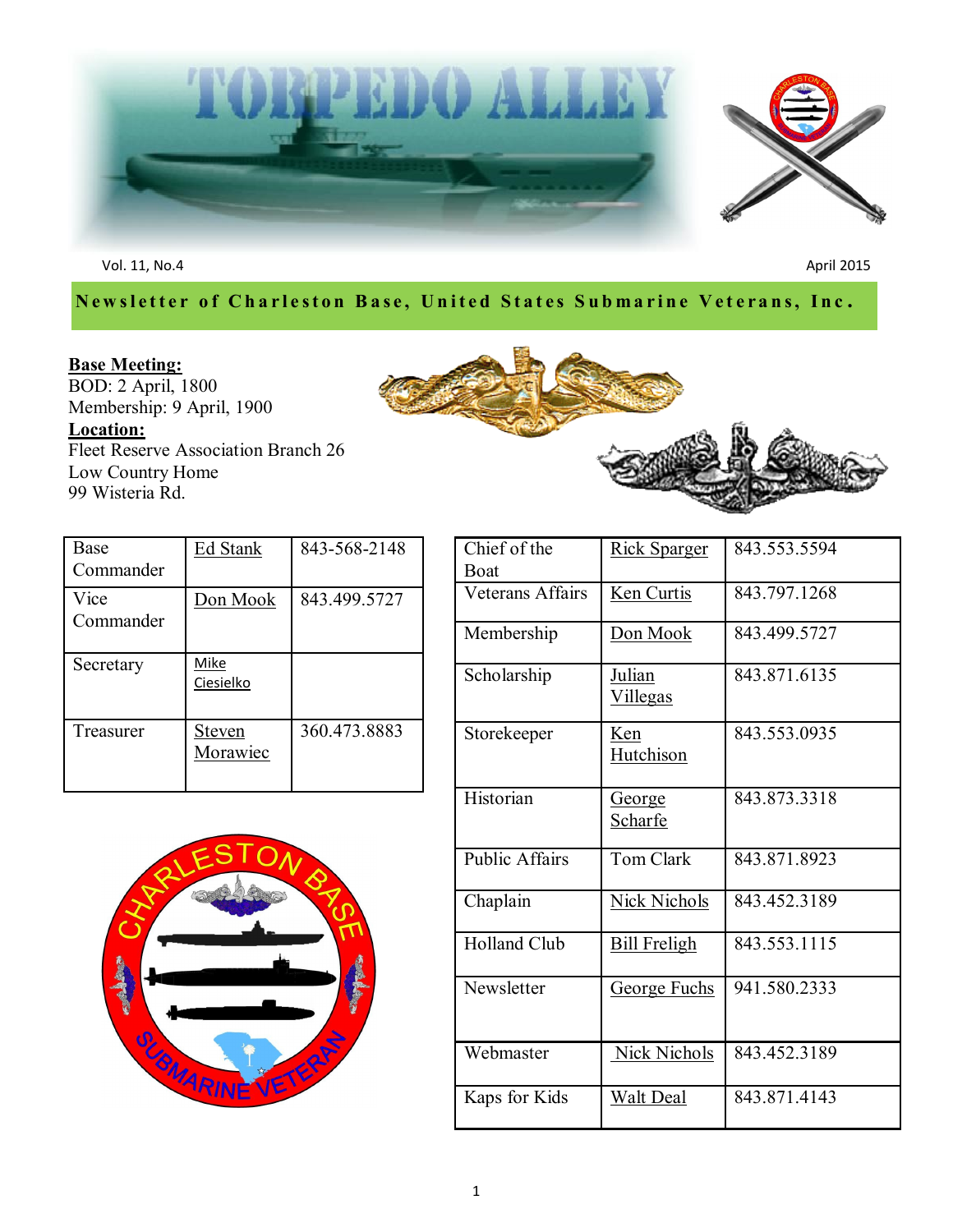# TORPEDO ALLEY

Vol. 11, No.4

April 2015

**Newsletter of Charleston Base, United States Submarine Veterans, Inc.**

**Base Meeting:**
BOD: 2 April, 1800
Membership: 9 April, 1900

**Location:**
Fleet Reserve Association Branch 26
Low Country Home
99 Wisteria Rd.

| | | |
|---|---|---|
| Base Commander | Ed Stank | 843-568-2148 |
| Vice Commander | Don Mook | 843.499.5727 |
| Secretary | Mike Ciesielko | |
| Treasurer | Steven Morawiec | 360.473.8883 |

| | | |
|---|---|---|
| Chief of the Boat | Rick Sparger | 843.553.5594 |
| Veterans Affairs | Ken Curtis | 843.797.1268 |
| Membership | Don Mook | 843.499.5727 |
| Scholarship | Julian Villegas | 843.871.6135 |
| Storekeeper | Ken Hutchison | 843.553.0935 |
| Historian | George Scharfe | 843.873.3318 |
| Public Affairs | Tom Clark | 843.871.8923 |
| Chaplain | Nick Nichols | 843.452.3189 |
| Holland Club | Bill Freligh | 843.553.1115 |
| Newsletter | George Fuchs | 941.580.2333 |
| Webmaster | Nick Nichols | 843.452.3189 |
| Kaps for Kids | Walt Deal | 843.871.4143 |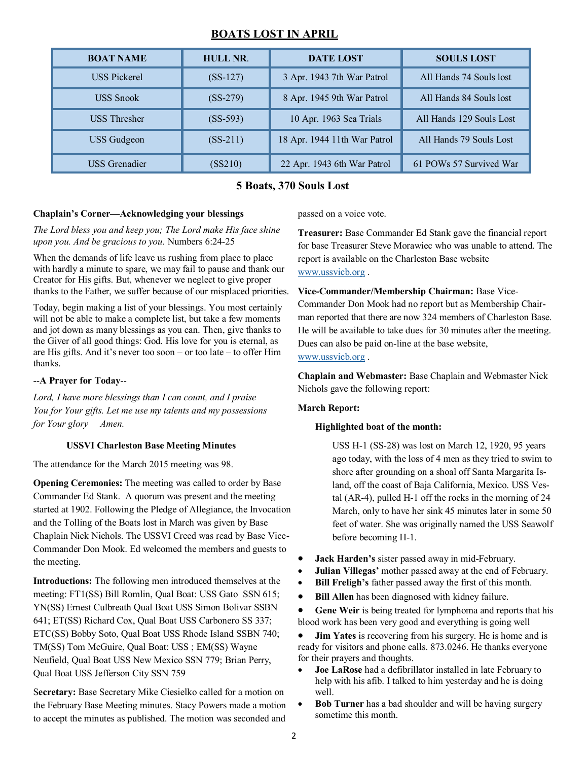## BOATS LOST IN APRIL

| BOAT NAME | HULL NR. | DATE LOST | SOULS LOST |
|---|---|---|---|
| USS Pickerel | (SS-127) | 3 Apr. 1943 7th War Patrol | All Hands 74 Souls lost |
| USS Snook | (SS-279) | 8 Apr. 1945 9th War Patrol | All Hands 84 Souls lost |
| USS Thresher | (SS-593) | 10 Apr. 1963 Sea Trials | All Hands 129 Souls Lost |
| USS Gudgeon | (SS-211) | 18 Apr. 1944 11th War Patrol | All Hands 79 Souls Lost |
| USS Grenadier | (SS210) | 22 Apr. 1943 6th War Patrol | 61 POWs 57 Survived War |

**5 Boats, 370 Souls Lost**

**Chaplain's Corner—Acknowledging your blessings**

*The Lord bless you and keep you; The Lord make His face shine upon you. And be gracious to you.* Numbers 6:24-25

When the demands of life leave us rushing from place to place with hardly a minute to spare, we may fail to pause and thank our Creator for His gifts. But, whenever we neglect to give proper thanks to the Father, we suffer because of our misplaced priorities.

Today, begin making a list of your blessings. You most certainly will not be able to make a complete list, but take a few moments and jot down as many blessings as you can. Then, give thanks to the Giver of all good things: God. His love for you is eternal, as are His gifts. And it's never too soon – or too late – to offer Him thanks.

**--A Prayer for Today--**

*Lord, I have more blessings than I can count, and I praise You for Your gifts. Let me use my talents and my possessions for Your glory Amen.*

**USSVI Charleston Base Meeting Minutes**

The attendance for the March 2015 meeting was 98.

**Opening Ceremonies:** The meeting was called to order by Base Commander Ed Stank. A quorum was present and the meeting started at 1902. Following the Pledge of Allegiance, the Invocation and the Tolling of the Boats lost in March was given by Base Chaplain Nick Nichols. The USSVI Creed was read by Base Vice-Commander Don Mook. Ed welcomed the members and guests to the meeting.

**Introductions:** The following men introduced themselves at the meeting: FT1(SS) Bill Romlin, Qual Boat: USS Gato SSN 615; YN(SS) Ernest Culbreath Qual Boat USS Simon Bolivar SSBN 641; ET(SS) Richard Cox, Qual Boat USS Carbonero SS 337; ETC(SS) Bobby Soto, Qual Boat USS Rhode Island SSBN 740; TM(SS) Tom McGuire, Qual Boat: USS ; EM(SS) Wayne Neufield, Qual Boat USS New Mexico SSN 779; Brian Perry, Qual Boat USS Jefferson City SSN 759

**Secretary:** Base Secretary Mike Ciesielko called for a motion on the February Base Meeting minutes. Stacy Powers made a motion to accept the minutes as published. The motion was seconded and passed on a voice vote.

**Treasurer:** Base Commander Ed Stank gave the financial report for base Treasurer Steve Morawiec who was unable to attend. The report is available on the Charleston Base website www.ussvicb.org .

**Vice-Commander/Membership Chairman:** Base Vice-Commander Don Mook had no report but as Membership Chairman reported that there are now 324 members of Charleston Base. He will be available to take dues for 30 minutes after the meeting. Dues can also be paid on-line at the base website, www.ussvicb.org .

**Chaplain and Webmaster:** Base Chaplain and Webmaster Nick Nichols gave the following report:

**March Report:**

**Highlighted boat of the month:**

USS H-1 (SS-28) was lost on March 12, 1920, 95 years ago today, with the loss of 4 men as they tried to swim to shore after grounding on a shoal off Santa Margarita Island, off the coast of Baja California, Mexico. USS Vestal (AR-4), pulled H-1 off the rocks in the morning of 24 March, only to have her sink 45 minutes later in some 50 feet of water. She was originally named the USS Seawolf before becoming H-1.

- **Jack Harden's** sister passed away in mid-February.
- **Julian Villegas'** mother passed away at the end of February.
- **Bill Freligh's** father passed away the first of this month.
- **Bill Allen** has been diagnosed with kidney failure.
- **Gene Weir** is being treated for lymphoma and reports that his blood work has been very good and everything is going well
- **Jim Yates** is recovering from his surgery. He is home and is ready for visitors and phone calls. 873.0246. He thanks everyone for their prayers and thoughts.
- **Joe LaRose** had a defibrillator installed in late February to help with his afib. I talked to him yesterday and he is doing well.
- **Bob Turner** has a bad shoulder and will be having surgery sometime this month.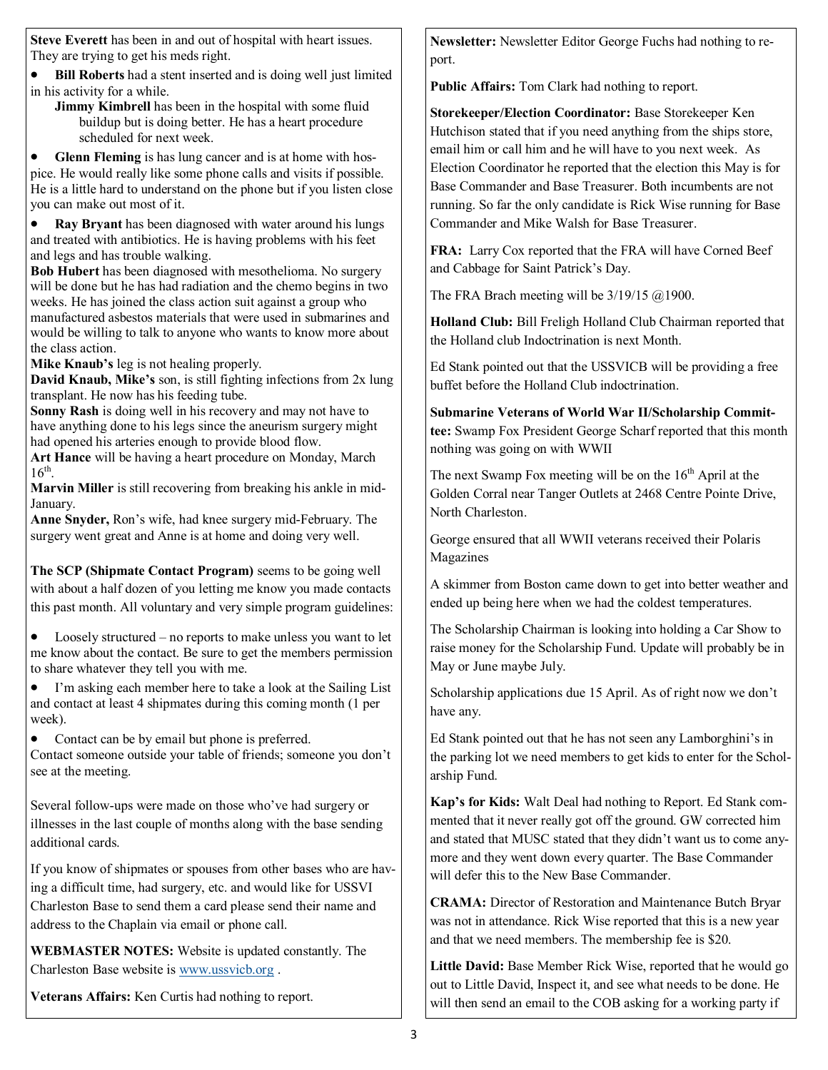**Steve Everett** has been in and out of hospital with heart issues. They are trying to get his meds right.

- **Bill Roberts** had a stent inserted and is doing well just limited in his activity for a while.

**Jimmy Kimbrell** has been in the hospital with some fluid buildup but is doing better. He has a heart procedure scheduled for next week.

- **Glenn Fleming** is has lung cancer and is at home with hospice. He would really like some phone calls and visits if possible. He is a little hard to understand on the phone but if you listen close you can make out most of it.
- **Ray Bryant** has been diagnosed with water around his lungs and treated with antibiotics. He is having problems with his feet and legs and has trouble walking.

**Bob Hubert** has been diagnosed with mesothelioma. No surgery will be done but he has had radiation and the chemo begins in two weeks. He has joined the class action suit against a group who manufactured asbestos materials that were used in submarines and would be willing to talk to anyone who wants to know more about the class action.

**Mike Knaub's** leg is not healing properly.

**David Knaub, Mike's** son, is still fighting infections from 2x lung transplant. He now has his feeding tube.

**Sonny Rash** is doing well in his recovery and may not have to have anything done to his legs since the aneurism surgery might had opened his arteries enough to provide blood flow.

**Art Hance** will be having a heart procedure on Monday, March 16th.

**Marvin Miller** is still recovering from breaking his ankle in mid-January.

**Anne Snyder,** Ron's wife, had knee surgery mid-February. The surgery went great and Anne is at home and doing very well.

**The SCP (Shipmate Contact Program)** seems to be going well with about a half dozen of you letting me know you made contacts this past month. All voluntary and very simple program guidelines:

- Loosely structured – no reports to make unless you want to let me know about the contact. Be sure to get the members permission to share whatever they tell you with me.
- I'm asking each member here to take a look at the Sailing List and contact at least 4 shipmates during this coming month (1 per week).
- Contact can be by email but phone is preferred.

Contact someone outside your table of friends; someone you don't see at the meeting.

Several follow-ups were made on those who've had surgery or illnesses in the last couple of months along with the base sending additional cards.

If you know of shipmates or spouses from other bases who are having a difficult time, had surgery, etc. and would like for USSVI Charleston Base to send them a card please send their name and address to the Chaplain via email or phone call.

**WEBMASTER NOTES:** Website is updated constantly. The Charleston Base website is www.ussvicb.org .

**Veterans Affairs:** Ken Curtis had nothing to report.

**Newsletter:** Newsletter Editor George Fuchs had nothing to report.

**Public Affairs:** Tom Clark had nothing to report.

**Storekeeper/Election Coordinator:** Base Storekeeper Ken Hutchison stated that if you need anything from the ships store, email him or call him and he will have to you next week. As Election Coordinator he reported that the election this May is for Base Commander and Base Treasurer. Both incumbents are not running. So far the only candidate is Rick Wise running for Base Commander and Mike Walsh for Base Treasurer.

**FRA:** Larry Cox reported that the FRA will have Corned Beef and Cabbage for Saint Patrick's Day.

The FRA Brach meeting will be 3/19/15 @1900.

**Holland Club:** Bill Freligh Holland Club Chairman reported that the Holland club Indoctrination is next Month.

Ed Stank pointed out that the USSVICB will be providing a free buffet before the Holland Club indoctrination.

**Submarine Veterans of World War II/Scholarship Committee:** Swamp Fox President George Scharf reported that this month nothing was going on with WWII

The next Swamp Fox meeting will be on the 16th April at the Golden Corral near Tanger Outlets at 2468 Centre Pointe Drive, North Charleston.

George ensured that all WWII veterans received their Polaris Magazines

A skimmer from Boston came down to get into better weather and ended up being here when we had the coldest temperatures.

The Scholarship Chairman is looking into holding a Car Show to raise money for the Scholarship Fund. Update will probably be in May or June maybe July.

Scholarship applications due 15 April. As of right now we don't have any.

Ed Stank pointed out that he has not seen any Lamborghini's in the parking lot we need members to get kids to enter for the Scholarship Fund.

**Kap's for Kids:** Walt Deal had nothing to Report. Ed Stank commented that it never really got off the ground. GW corrected him and stated that MUSC stated that they didn't want us to come anymore and they went down every quarter. The Base Commander will defer this to the New Base Commander.

**CRAMA:** Director of Restoration and Maintenance Butch Bryar was not in attendance. Rick Wise reported that this is a new year and that we need members. The membership fee is $20.

**Little David:** Base Member Rick Wise, reported that he would go out to Little David, Inspect it, and see what needs to be done. He will then send an email to the COB asking for a working party if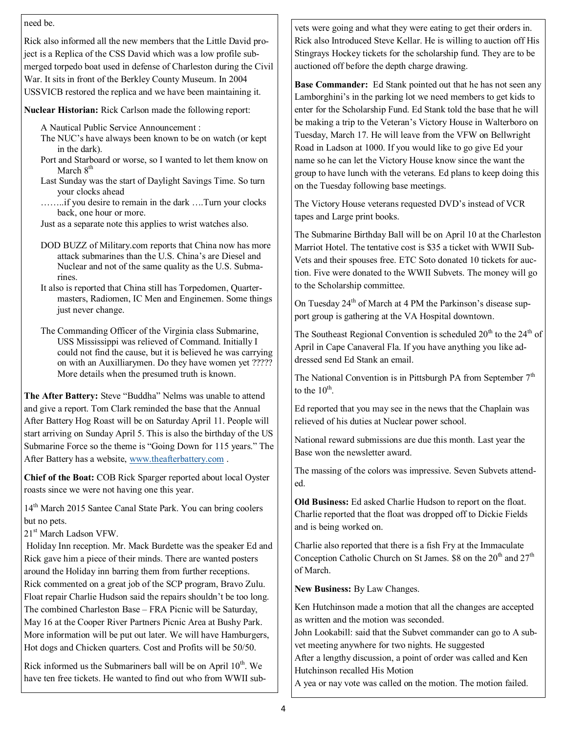need be.

Rick also informed all the new members that the Little David project is a Replica of the CSS David which was a low profile submerged torpedo boat used in defense of Charleston during the Civil War. It sits in front of the Berkley County Museum. In 2004 USSVICB restored the replica and we have been maintaining it.

**Nuclear Historian:** Rick Carlson made the following report:

A Nautical Public Service Announcement :
The NUC's have always been known to be on watch (or kept in the dark).
Port and Starboard or worse, so I wanted to let them know on March 8th
Last Sunday was the start of Daylight Savings Time. So turn your clocks ahead
……..if you desire to remain in the dark ….Turn your clocks back, one hour or more.
Just as a separate note this applies to wrist watches also.

DOD BUZZ of Military.com reports that China now has more attack submarines than the U.S. China's are Diesel and Nuclear and not of the same quality as the U.S. Submarines.
It also is reported that China still has Torpedomen, Quartermasters, Radiomen, IC Men and Enginemen. Some things just never change.

The Commanding Officer of the Virginia class Submarine, USS Mississippi was relieved of Command. Initially I could not find the cause, but it is believed he was carrying on with an Auxilliarymen. Do they have women yet ????? More details when the presumed truth is known.

**The After Battery:** Steve "Buddha" Nelms was unable to attend and give a report. Tom Clark reminded the base that the Annual After Battery Hog Roast will be on Saturday April 11. People will start arriving on Sunday April 5. This is also the birthday of the US Submarine Force so the theme is "Going Down for 115 years." The After Battery has a website, www.theafterbattery.com .

**Chief of the Boat:** COB Rick Sparger reported about local Oyster roasts since we were not having one this year.

14th March 2015 Santee Canal State Park. You can bring coolers but no pets.
21st March Ladson VFW.
Holiday Inn reception. Mr. Mack Burdette was the speaker Ed and Rick gave him a piece of their minds. There are wanted posters around the Holiday inn barring them from further receptions.
Rick commented on a great job of the SCP program, Bravo Zulu.
Float repair Charlie Hudson said the repairs shouldn't be too long.
The combined Charleston Base – FRA Picnic will be Saturday, May 16 at the Cooper River Partners Picnic Area at Bushy Park. More information will be put out later. We will have Hamburgers, Hot dogs and Chicken quarters. Cost and Profits will be 50/50.

Rick informed us the Submariners ball will be on April 10th. We have ten free tickets. He wanted to find out who from WWII subvets were going and what they were eating to get their orders in. Rick also Introduced Steve Kellar. He is willing to auction off His Stingrays Hockey tickets for the scholarship fund. They are to be auctioned off before the depth charge drawing.

**Base Commander:** Ed Stank pointed out that he has not seen any Lamborghini's in the parking lot we need members to get kids to enter for the Scholarship Fund. Ed Stank told the base that he will be making a trip to the Veteran's Victory House in Walterboro on Tuesday, March 17. He will leave from the VFW on Bellwright Road in Ladson at 1000. If you would like to go give Ed your name so he can let the Victory House know since the want the group to have lunch with the veterans. Ed plans to keep doing this on the Tuesday following base meetings.

The Victory House veterans requested DVD's instead of VCR tapes and Large print books.

The Submarine Birthday Ball will be on April 10 at the Charleston Marriot Hotel. The tentative cost is $35 a ticket with WWII Sub-Vets and their spouses free. ETC Soto donated 10 tickets for auction. Five were donated to the WWII Subvets. The money will go to the Scholarship committee.

On Tuesday 24th of March at 4 PM the Parkinson's disease support group is gathering at the VA Hospital downtown.

The Southeast Regional Convention is scheduled 20th to the 24th of April in Cape Canaveral Fla. If you have anything you like addressed send Ed Stank an email.

The National Convention is in Pittsburgh PA from September 7th to the 10th.

Ed reported that you may see in the news that the Chaplain was relieved of his duties at Nuclear power school.

National reward submissions are due this month. Last year the Base won the newsletter award.

The massing of the colors was impressive. Seven Subvets attended.

**Old Business:** Ed asked Charlie Hudson to report on the float. Charlie reported that the float was dropped off to Dickie Fields and is being worked on.

Charlie also reported that there is a fish Fry at the Immaculate Conception Catholic Church on St James. $8 on the 20th and 27th of March.

**New Business:** By Law Changes.

Ken Hutchinson made a motion that all the changes are accepted as written and the motion was seconded.
John Lookabill: said that the Subvet commander can go to A subvet meeting anywhere for two nights. He suggested
After a lengthy discussion, a point of order was called and Ken Hutchinson recalled His Motion
A yea or nay vote was called on the motion. The motion failed.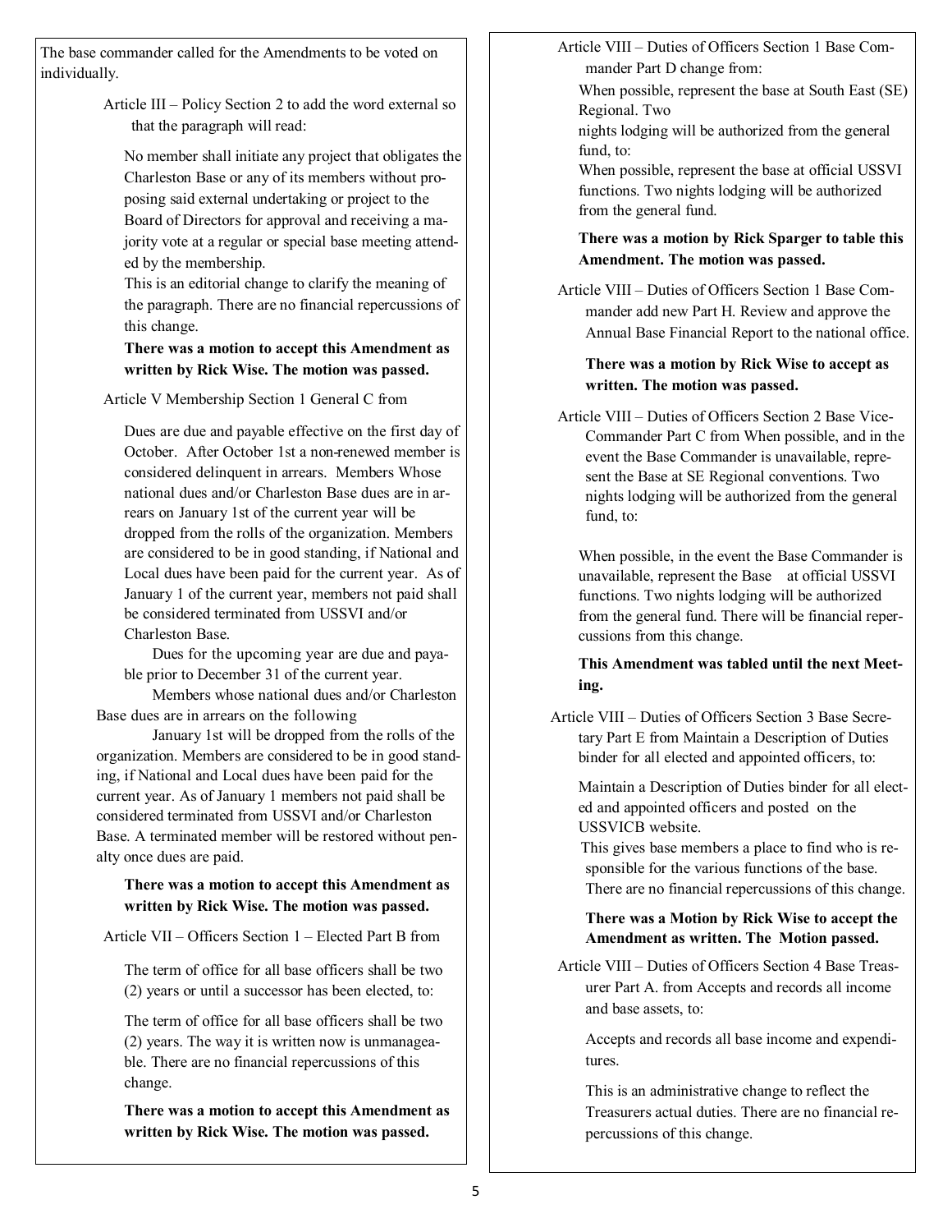The base commander called for the Amendments to be voted on individually.

Article III – Policy Section 2 to add the word external so that the paragraph will read:

No member shall initiate any project that obligates the Charleston Base or any of its members without proposing said external undertaking or project to the Board of Directors for approval and receiving a majority vote at a regular or special base meeting attended by the membership.

This is an editorial change to clarify the meaning of the paragraph. There are no financial repercussions of this change.

**There was a motion to accept this Amendment as written by Rick Wise. The motion was passed.**

Article V Membership Section 1 General C from

Dues are due and payable effective on the first day of October. After October 1st a non-renewed member is considered delinquent in arrears. Members Whose national dues and/or Charleston Base dues are in arrears on January 1st of the current year will be dropped from the rolls of the organization. Members are considered to be in good standing, if National and Local dues have been paid for the current year. As of January 1 of the current year, members not paid shall be considered terminated from USSVI and/or Charleston Base.

Dues for the upcoming year are due and payable prior to December 31 of the current year.

Members whose national dues and/or Charleston Base dues are in arrears on the following January 1st will be dropped from the rolls of the organization. Members are considered to be in good standing, if National and Local dues have been paid for the current year. As of January 1 members not paid shall be considered terminated from USSVI and/or Charleston Base. A terminated member will be restored without penalty once dues are paid.

**There was a motion to accept this Amendment as written by Rick Wise. The motion was passed.**

Article VII – Officers Section 1 – Elected Part B from

The term of office for all base officers shall be two (2) years or until a successor has been elected, to:

The term of office for all base officers shall be two (2) years. The way it is written now is unmanageable. There are no financial repercussions of this change.

**There was a motion to accept this Amendment as written by Rick Wise. The motion was passed.**

Article VIII – Duties of Officers Section 1 Base Commander Part D change from:

When possible, represent the base at South East (SE) Regional. Two nights lodging will be authorized from the general fund, to:

When possible, represent the base at official USSVI functions. Two nights lodging will be authorized from the general fund.

**There was a motion by Rick Sparger to table this Amendment. The motion was passed.**

Article VIII – Duties of Officers Section 1 Base Commander add new Part H. Review and approve the Annual Base Financial Report to the national office.

**There was a motion by Rick Wise to accept as written. The motion was passed.**

Article VIII – Duties of Officers Section 2 Base Vice-Commander Part C from When possible, and in the event the Base Commander is unavailable, represent the Base at SE Regional conventions. Two nights lodging will be authorized from the general fund, to:

When possible, in the event the Base Commander is unavailable, represent the Base at official USSVI functions. Two nights lodging will be authorized from the general fund. There will be financial repercussions from this change.

**This Amendment was tabled until the next Meeting.**

Article VIII – Duties of Officers Section 3 Base Secretary Part E from Maintain a Description of Duties binder for all elected and appointed officers, to:

Maintain a Description of Duties binder for all elected and appointed officers and posted on the USSVICB website.

This gives base members a place to find who is responsible for the various functions of the base. There are no financial repercussions of this change.

**There was a Motion by Rick Wise to accept the Amendment as written. The Motion passed.**

Article VIII – Duties of Officers Section 4 Base Treasurer Part A. from Accepts and records all income and base assets, to:

Accepts and records all base income and expenditures.

This is an administrative change to reflect the Treasurers actual duties. There are no financial repercussions of this change.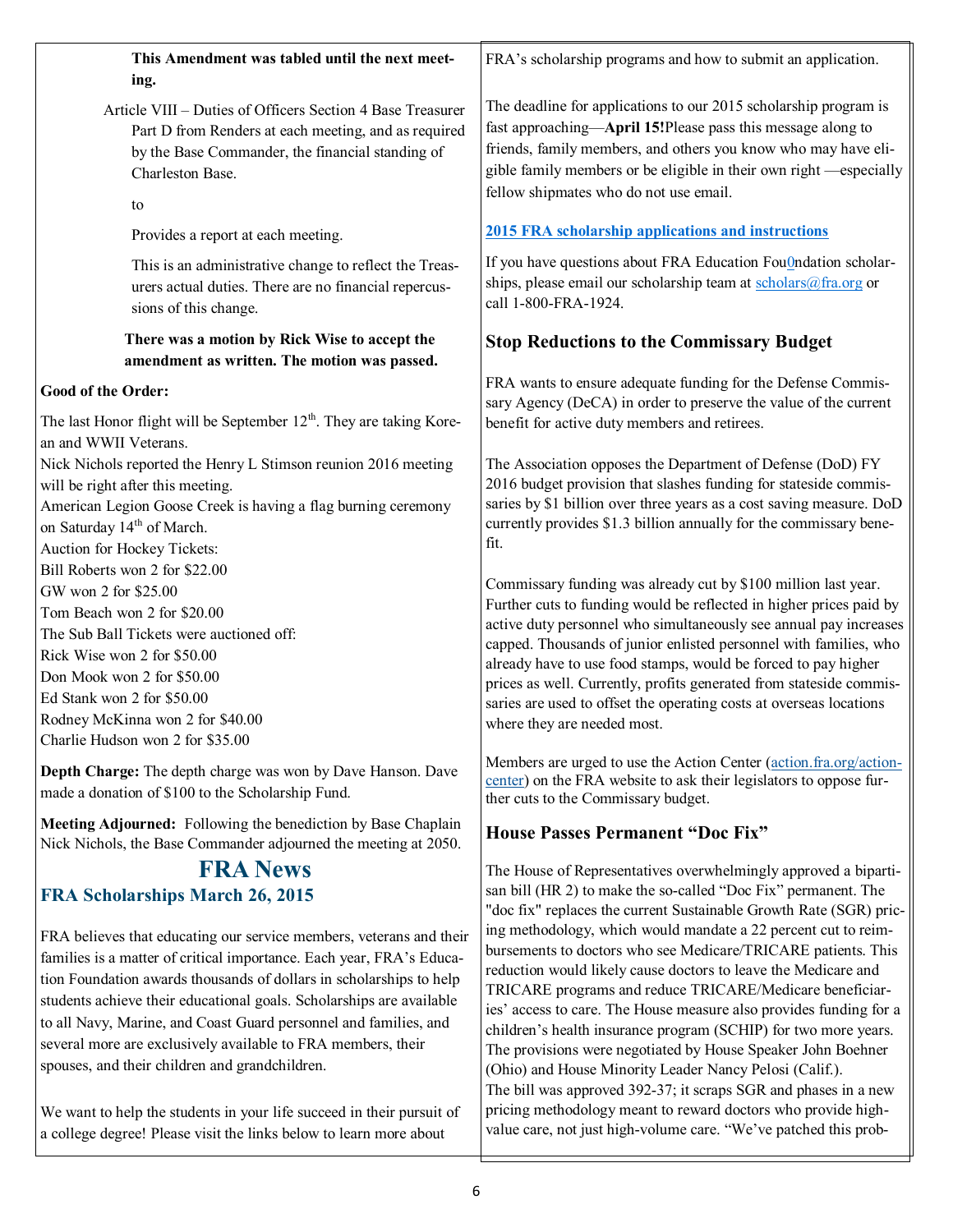**This Amendment was tabled until the next meeting.**

Article VIII – Duties of Officers Section 4 Base Treasurer Part D from Renders at each meeting, and as required by the Base Commander, the financial standing of Charleston Base.

to

Provides a report at each meeting.

This is an administrative change to reflect the Treasurers actual duties. There are no financial repercussions of this change.

**There was a motion by Rick Wise to accept the amendment as written. The motion was passed.**

**Good of the Order:**

The last Honor flight will be September 12th. They are taking Korean and WWII Veterans.
Nick Nichols reported the Henry L Stimson reunion 2016 meeting will be right after this meeting.
American Legion Goose Creek is having a flag burning ceremony on Saturday 14th of March.
Auction for Hockey Tickets:
Bill Roberts won 2 for $22.00
GW won 2 for $25.00
Tom Beach won 2 for $20.00
The Sub Ball Tickets were auctioned off:
Rick Wise won 2 for $50.00
Don Mook won 2 for $50.00
Ed Stank won 2 for $50.00
Rodney McKinna won 2 for $40.00
Charlie Hudson won 2 for $35.00

**Depth Charge:** The depth charge was won by Dave Hanson. Dave made a donation of $100 to the Scholarship Fund.

**Meeting Adjourned:** Following the benediction by Base Chaplain Nick Nichols, the Base Commander adjourned the meeting at 2050.

# FRA News

## FRA Scholarships March 26, 2015

FRA believes that educating our service members, veterans and their families is a matter of critical importance. Each year, FRA's Education Foundation awards thousands of dollars in scholarships to help students achieve their educational goals. Scholarships are available to all Navy, Marine, and Coast Guard personnel and families, and several more are exclusively available to FRA members, their spouses, and their children and grandchildren.

We want to help the students in your life succeed in their pursuit of a college degree! Please visit the links below to learn more about FRA's scholarship programs and how to submit an application.

The deadline for applications to our 2015 scholarship program is fast approaching—**April 15!**Please pass this message along to friends, family members, and others you know who may have eligible family members or be eligible in their own right —especially fellow shipmates who do not use email.

**2015 FRA scholarship applications and instructions**

If you have questions about FRA Education Fou0ndation scholarships, please email our scholarship team at scholars@fra.org or call 1-800-FRA-1924.

## Stop Reductions to the Commissary Budget

FRA wants to ensure adequate funding for the Defense Commissary Agency (DeCA) in order to preserve the value of the current benefit for active duty members and retirees.

The Association opposes the Department of Defense (DoD) FY 2016 budget provision that slashes funding for stateside commissaries by $1 billion over three years as a cost saving measure. DoD currently provides $1.3 billion annually for the commissary benefit.

Commissary funding was already cut by $100 million last year. Further cuts to funding would be reflected in higher prices paid by active duty personnel who simultaneously see annual pay increases capped. Thousands of junior enlisted personnel with families, who already have to use food stamps, would be forced to pay higher prices as well. Currently, profits generated from stateside commissaries are used to offset the operating costs at overseas locations where they are needed most.

Members are urged to use the Action Center (action.fra.org/action-center) on the FRA website to ask their legislators to oppose further cuts to the Commissary budget.

## House Passes Permanent "Doc Fix"

The House of Representatives overwhelmingly approved a bipartisan bill (HR 2) to make the so-called "Doc Fix" permanent. The "doc fix" replaces the current Sustainable Growth Rate (SGR) pricing methodology, which would mandate a 22 percent cut to reimbursements to doctors who see Medicare/TRICARE patients. This reduction would likely cause doctors to leave the Medicare and TRICARE programs and reduce TRICARE/Medicare beneficiaries' access to care. The House measure also provides funding for a children's health insurance program (SCHIP) for two more years. The provisions were negotiated by House Speaker John Boehner (Ohio) and House Minority Leader Nancy Pelosi (Calif.).
The bill was approved 392-37; it scraps SGR and phases in a new pricing methodology meant to reward doctors who provide high-value care, not just high-volume care. "We've patched this prob-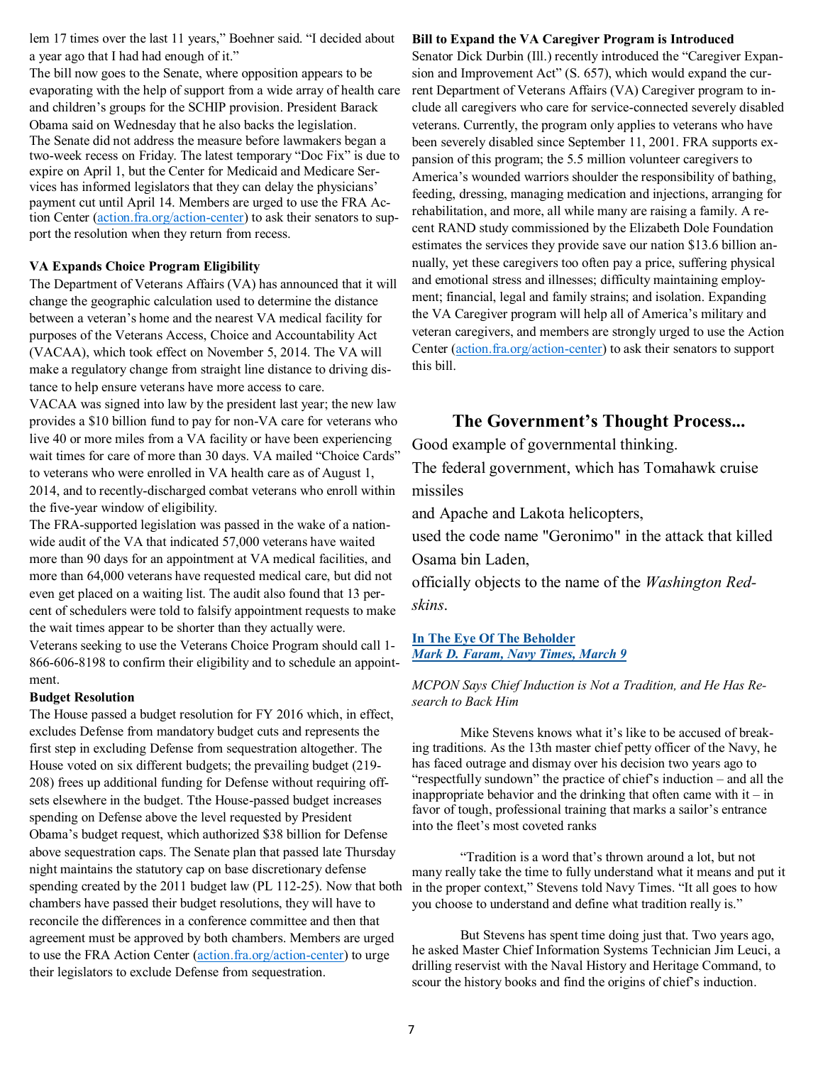lem 17 times over the last 11 years," Boehner said. "I decided about a year ago that I had had enough of it."

The bill now goes to the Senate, where opposition appears to be evaporating with the help of support from a wide array of health care and children's groups for the SCHIP provision. President Barack Obama said on Wednesday that he also backs the legislation.

The Senate did not address the measure before lawmakers began a two-week recess on Friday. The latest temporary "Doc Fix" is due to expire on April 1, but the Center for Medicaid and Medicare Services has informed legislators that they can delay the physicians' payment cut until April 14. Members are urged to use the FRA Action Center (action.fra.org/action-center) to ask their senators to support the resolution when they return from recess.

**VA Expands Choice Program Eligibility**

The Department of Veterans Affairs (VA) has announced that it will change the geographic calculation used to determine the distance between a veteran's home and the nearest VA medical facility for purposes of the Veterans Access, Choice and Accountability Act (VACAA), which took effect on November 5, 2014. The VA will make a regulatory change from straight line distance to driving distance to help ensure veterans have more access to care.

VACAA was signed into law by the president last year; the new law provides a $10 billion fund to pay for non-VA care for veterans who live 40 or more miles from a VA facility or have been experiencing wait times for care of more than 30 days. VA mailed "Choice Cards" to veterans who were enrolled in VA health care as of August 1, 2014, and to recently-discharged combat veterans who enroll within the five-year window of eligibility.

The FRA-supported legislation was passed in the wake of a nationwide audit of the VA that indicated 57,000 veterans have waited more than 90 days for an appointment at VA medical facilities, and more than 64,000 veterans have requested medical care, but did not even get placed on a waiting list. The audit also found that 13 percent of schedulers were told to falsify appointment requests to make the wait times appear to be shorter than they actually were.

Veterans seeking to use the Veterans Choice Program should call 1-866-606-8198 to confirm their eligibility and to schedule an appointment.

**Budget Resolution**

The House passed a budget resolution for FY 2016 which, in effect, excludes Defense from mandatory budget cuts and represents the first step in excluding Defense from sequestration altogether. The House voted on six different budgets; the prevailing budget (219-208) frees up additional funding for Defense without requiring offsets elsewhere in the budget. Tthe House-passed budget increases spending on Defense above the level requested by President Obama's budget request, which authorized $38 billion for Defense above sequestration caps. The Senate plan that passed late Thursday night maintains the statutory cap on base discretionary defense spending created by the 2011 budget law (PL 112-25). Now that both chambers have passed their budget resolutions, they will have to reconcile the differences in a conference committee and then that agreement must be approved by both chambers. Members are urged to use the FRA Action Center (action.fra.org/action-center) to urge their legislators to exclude Defense from sequestration.

**Bill to Expand the VA Caregiver Program is Introduced**

Senator Dick Durbin (Ill.) recently introduced the "Caregiver Expansion and Improvement Act" (S. 657), which would expand the current Department of Veterans Affairs (VA) Caregiver program to include all caregivers who care for service-connected severely disabled veterans. Currently, the program only applies to veterans who have been severely disabled since September 11, 2001. FRA supports expansion of this program; the 5.5 million volunteer caregivers to America's wounded warriors shoulder the responsibility of bathing, feeding, dressing, managing medication and injections, arranging for rehabilitation, and more, all while many are raising a family. A recent RAND study commissioned by the Elizabeth Dole Foundation estimates the services they provide save our nation $13.6 billion annually, yet these caregivers too often pay a price, suffering physical and emotional stress and illnesses; difficulty maintaining employment; financial, legal and family strains; and isolation. Expanding the VA Caregiver program will help all of America's military and veteran caregivers, and members are strongly urged to use the Action Center (action.fra.org/action-center) to ask their senators to support this bill.

## The Government's Thought Process...

Good example of governmental thinking.

The federal government, which has Tomahawk cruise missiles

and Apache and Lakota helicopters,

used the code name "Geronimo" in the attack that killed Osama bin Laden,

officially objects to the name of the *Washington Redskins*.

**In The Eye Of The Beholder**
***Mark D. Faram, Navy Times, March 9***

*MCPON Says Chief Induction is Not a Tradition, and He Has Research to Back Him*

Mike Stevens knows what it's like to be accused of breaking traditions. As the 13th master chief petty officer of the Navy, he has faced outrage and dismay over his decision two years ago to "respectfully sundown" the practice of chief's induction – and all the inappropriate behavior and the drinking that often came with it – in favor of tough, professional training that marks a sailor's entrance into the fleet's most coveted ranks

"Tradition is a word that's thrown around a lot, but not many really take the time to fully understand what it means and put it in the proper context," Stevens told Navy Times. "It all goes to how you choose to understand and define what tradition really is."

But Stevens has spent time doing just that. Two years ago, he asked Master Chief Information Systems Technician Jim Leuci, a drilling reservist with the Naval History and Heritage Command, to scour the history books and find the origins of chief's induction.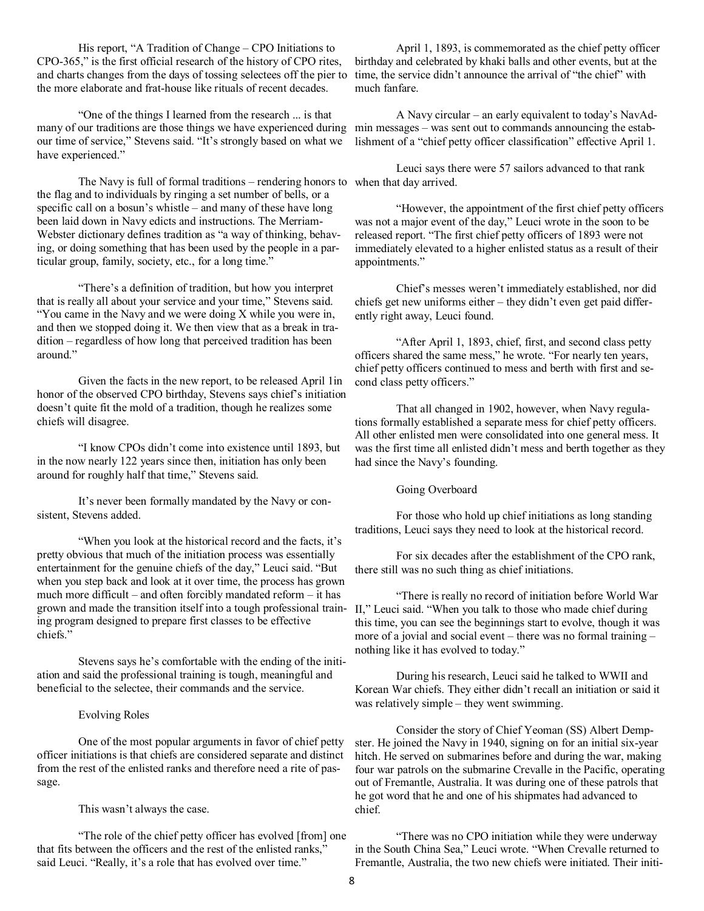His report, "A Tradition of Change – CPO Initiations to CPO-365," is the first official research of the history of CPO rites, and charts changes from the days of tossing selectees off the pier to the more elaborate and frat-house like rituals of recent decades.

"One of the things I learned from the research ... is that many of our traditions are those things we have experienced during our time of service," Stevens said. "It's strongly based on what we have experienced."

The Navy is full of formal traditions – rendering honors to the flag and to individuals by ringing a set number of bells, or a specific call on a bosun's whistle – and many of these have long been laid down in Navy edicts and instructions. The Merriam-Webster dictionary defines tradition as "a way of thinking, behaving, or doing something that has been used by the people in a particular group, family, society, etc., for a long time."

"There's a definition of tradition, but how you interpret that is really all about your service and your time," Stevens said. "You came in the Navy and we were doing X while you were in, and then we stopped doing it. We then view that as a break in tradition – regardless of how long that perceived tradition has been around."

Given the facts in the new report, to be released April 1in honor of the observed CPO birthday, Stevens says chief's initiation doesn't quite fit the mold of a tradition, though he realizes some chiefs will disagree.

"I know CPOs didn't come into existence until 1893, but in the now nearly 122 years since then, initiation has only been around for roughly half that time," Stevens said.

It's never been formally mandated by the Navy or consistent, Stevens added.

"When you look at the historical record and the facts, it's pretty obvious that much of the initiation process was essentially entertainment for the genuine chiefs of the day," Leuci said. "But when you step back and look at it over time, the process has grown much more difficult – and often forcibly mandated reform – it has grown and made the transition itself into a tough professional training program designed to prepare first classes to be effective chiefs."

Stevens says he's comfortable with the ending of the initiation and said the professional training is tough, meaningful and beneficial to the selectee, their commands and the service.

Evolving Roles

One of the most popular arguments in favor of chief petty officer initiations is that chiefs are considered separate and distinct from the rest of the enlisted ranks and therefore need a rite of passage.

This wasn't always the case.

"The role of the chief petty officer has evolved [from] one that fits between the officers and the rest of the enlisted ranks," said Leuci. "Really, it's a role that has evolved over time."

April 1, 1893, is commemorated as the chief petty officer birthday and celebrated by khaki balls and other events, but at the time, the service didn't announce the arrival of "the chief" with much fanfare.

A Navy circular – an early equivalent to today's NavAdmin messages – was sent out to commands announcing the establishment of a "chief petty officer classification" effective April 1.

Leuci says there were 57 sailors advanced to that rank when that day arrived.

"However, the appointment of the first chief petty officers was not a major event of the day," Leuci wrote in the soon to be released report. "The first chief petty officers of 1893 were not immediately elevated to a higher enlisted status as a result of their appointments."

Chief's messes weren't immediately established, nor did chiefs get new uniforms either – they didn't even get paid differently right away, Leuci found.

"After April 1, 1893, chief, first, and second class petty officers shared the same mess," he wrote. "For nearly ten years, chief petty officers continued to mess and berth with first and second class petty officers."

That all changed in 1902, however, when Navy regulations formally established a separate mess for chief petty officers. All other enlisted men were consolidated into one general mess. It was the first time all enlisted didn't mess and berth together as they had since the Navy's founding.

Going Overboard

For those who hold up chief initiations as long standing traditions, Leuci says they need to look at the historical record.

For six decades after the establishment of the CPO rank, there still was no such thing as chief initiations.

"There is really no record of initiation before World War II," Leuci said. "When you talk to those who made chief during this time, you can see the beginnings start to evolve, though it was more of a jovial and social event – there was no formal training – nothing like it has evolved to today."

During his research, Leuci said he talked to WWII and Korean War chiefs. They either didn't recall an initiation or said it was relatively simple – they went swimming.

Consider the story of Chief Yeoman (SS) Albert Dempster. He joined the Navy in 1940, signing on for an initial six-year hitch. He served on submarines before and during the war, making four war patrols on the submarine Crevalle in the Pacific, operating out of Fremantle, Australia. It was during one of these patrols that he got word that he and one of his shipmates had advanced to chief.

"There was no CPO initiation while they were underway in the South China Sea," Leuci wrote. "When Crevalle returned to Fremantle, Australia, the two new chiefs were initiated. Their initi-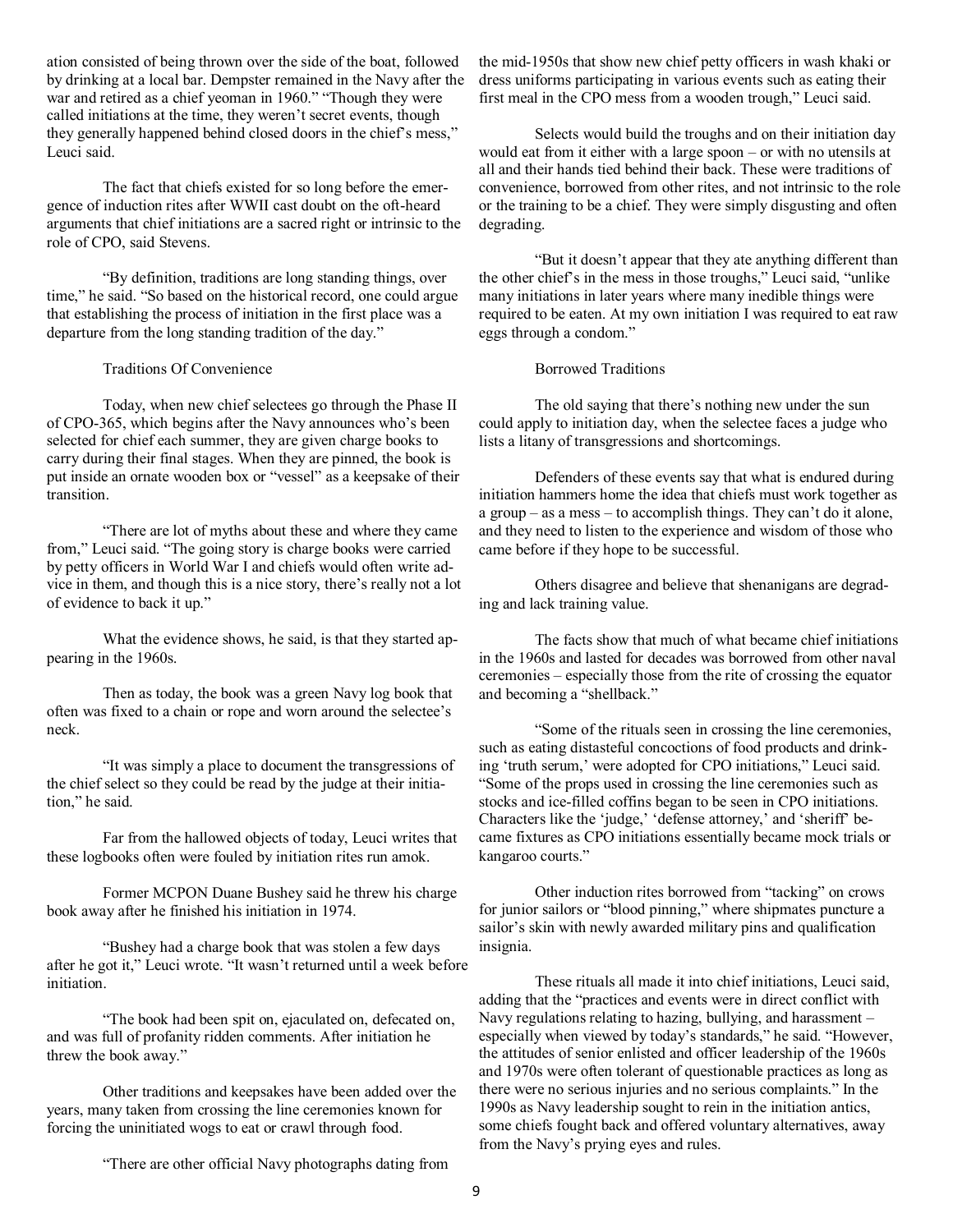ation consisted of being thrown over the side of the boat, followed by drinking at a local bar. Dempster remained in the Navy after the war and retired as a chief yeoman in 1960." "Though they were called initiations at the time, they weren't secret events, though they generally happened behind closed doors in the chief's mess," Leuci said.

The fact that chiefs existed for so long before the emergence of induction rites after WWII cast doubt on the oft-heard arguments that chief initiations are a sacred right or intrinsic to the role of CPO, said Stevens.

"By definition, traditions are long standing things, over time," he said. "So based on the historical record, one could argue that establishing the process of initiation in the first place was a departure from the long standing tradition of the day."

### Traditions Of Convenience

Today, when new chief selectees go through the Phase II of CPO-365, which begins after the Navy announces who's been selected for chief each summer, they are given charge books to carry during their final stages. When they are pinned, the book is put inside an ornate wooden box or "vessel" as a keepsake of their transition.

"There are lot of myths about these and where they came from," Leuci said. "The going story is charge books were carried by petty officers in World War I and chiefs would often write advice in them, and though this is a nice story, there's really not a lot of evidence to back it up."

What the evidence shows, he said, is that they started appearing in the 1960s.

Then as today, the book was a green Navy log book that often was fixed to a chain or rope and worn around the selectee's neck.

"It was simply a place to document the transgressions of the chief select so they could be read by the judge at their initiation," he said.

Far from the hallowed objects of today, Leuci writes that these logbooks often were fouled by initiation rites run amok.

Former MCPON Duane Bushey said he threw his charge book away after he finished his initiation in 1974.

"Bushey had a charge book that was stolen a few days after he got it," Leuci wrote. "It wasn't returned until a week before initiation.

"The book had been spit on, ejaculated on, defecated on, and was full of profanity ridden comments. After initiation he threw the book away."

Other traditions and keepsakes have been added over the years, many taken from crossing the line ceremonies known for forcing the uninitiated wogs to eat or crawl through food.

"There are other official Navy photographs dating from the mid-1950s that show new chief petty officers in wash khaki or dress uniforms participating in various events such as eating their first meal in the CPO mess from a wooden trough," Leuci said.

Selects would build the troughs and on their initiation day would eat from it either with a large spoon – or with no utensils at all and their hands tied behind their back. These were traditions of convenience, borrowed from other rites, and not intrinsic to the role or the training to be a chief. They were simply disgusting and often degrading.

"But it doesn't appear that they ate anything different than the other chief's in the mess in those troughs," Leuci said, "unlike many initiations in later years where many inedible things were required to be eaten. At my own initiation I was required to eat raw eggs through a condom."

### Borrowed Traditions

The old saying that there's nothing new under the sun could apply to initiation day, when the selectee faces a judge who lists a litany of transgressions and shortcomings.

Defenders of these events say that what is endured during initiation hammers home the idea that chiefs must work together as a group – as a mess – to accomplish things. They can't do it alone, and they need to listen to the experience and wisdom of those who came before if they hope to be successful.

Others disagree and believe that shenanigans are degrading and lack training value.

The facts show that much of what became chief initiations in the 1960s and lasted for decades was borrowed from other naval ceremonies – especially those from the rite of crossing the equator and becoming a "shellback."

"Some of the rituals seen in crossing the line ceremonies, such as eating distasteful concoctions of food products and drinking 'truth serum,' were adopted for CPO initiations," Leuci said. "Some of the props used in crossing the line ceremonies such as stocks and ice-filled coffins began to be seen in CPO initiations. Characters like the 'judge,' 'defense attorney,' and 'sheriff' became fixtures as CPO initiations essentially became mock trials or kangaroo courts."

Other induction rites borrowed from "tacking" on crows for junior sailors or "blood pinning," where shipmates puncture a sailor's skin with newly awarded military pins and qualification insignia.

These rituals all made it into chief initiations, Leuci said, adding that the "practices and events were in direct conflict with Navy regulations relating to hazing, bullying, and harassment – especially when viewed by today's standards," he said. "However, the attitudes of senior enlisted and officer leadership of the 1960s and 1970s were often tolerant of questionable practices as long as there were no serious injuries and no serious complaints." In the 1990s as Navy leadership sought to rein in the initiation antics, some chiefs fought back and offered voluntary alternatives, away from the Navy's prying eyes and rules.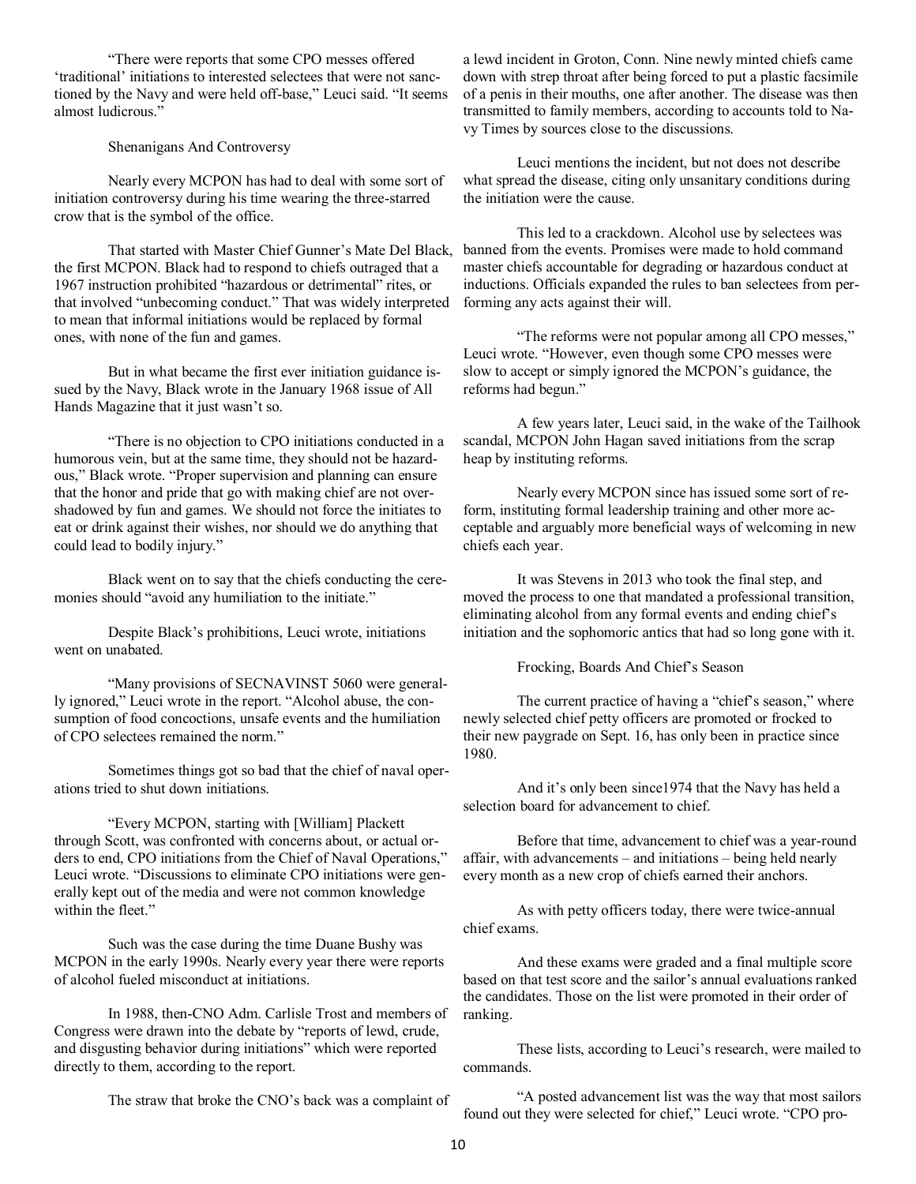"There were reports that some CPO messes offered 'traditional' initiations to interested selectees that were not sanctioned by the Navy and were held off-base," Leuci said. "It seems almost ludicrous."

## Shenanigans And Controversy

Nearly every MCPON has had to deal with some sort of initiation controversy during his time wearing the three-starred crow that is the symbol of the office.

That started with Master Chief Gunner's Mate Del Black, the first MCPON. Black had to respond to chiefs outraged that a 1967 instruction prohibited "hazardous or detrimental" rites, or that involved "unbecoming conduct." That was widely interpreted to mean that informal initiations would be replaced by formal ones, with none of the fun and games.

But in what became the first ever initiation guidance issued by the Navy, Black wrote in the January 1968 issue of All Hands Magazine that it just wasn't so.

"There is no objection to CPO initiations conducted in a humorous vein, but at the same time, they should not be hazardous," Black wrote. "Proper supervision and planning can ensure that the honor and pride that go with making chief are not overshadowed by fun and games. We should not force the initiates to eat or drink against their wishes, nor should we do anything that could lead to bodily injury."

Black went on to say that the chiefs conducting the ceremonies should "avoid any humiliation to the initiate."

Despite Black's prohibitions, Leuci wrote, initiations went on unabated.

"Many provisions of SECNAVINST 5060 were generally ignored," Leuci wrote in the report. "Alcohol abuse, the consumption of food concoctions, unsafe events and the humiliation of CPO selectees remained the norm."

Sometimes things got so bad that the chief of naval operations tried to shut down initiations.

"Every MCPON, starting with [William] Plackett through Scott, was confronted with concerns about, or actual orders to end, CPO initiations from the Chief of Naval Operations," Leuci wrote. "Discussions to eliminate CPO initiations were generally kept out of the media and were not common knowledge within the fleet."

Such was the case during the time Duane Bushy was MCPON in the early 1990s. Nearly every year there were reports of alcohol fueled misconduct at initiations.

In 1988, then-CNO Adm. Carlisle Trost and members of Congress were drawn into the debate by "reports of lewd, crude, and disgusting behavior during initiations" which were reported directly to them, according to the report.

The straw that broke the CNO's back was a complaint of a lewd incident in Groton, Conn. Nine newly minted chiefs came down with strep throat after being forced to put a plastic facsimile of a penis in their mouths, one after another. The disease was then transmitted to family members, according to accounts told to Navy Times by sources close to the discussions.

Leuci mentions the incident, but not does not describe what spread the disease, citing only unsanitary conditions during the initiation were the cause.

This led to a crackdown. Alcohol use by selectees was banned from the events. Promises were made to hold command master chiefs accountable for degrading or hazardous conduct at inductions. Officials expanded the rules to ban selectees from performing any acts against their will.

"The reforms were not popular among all CPO messes," Leuci wrote. "However, even though some CPO messes were slow to accept or simply ignored the MCPON's guidance, the reforms had begun."

A few years later, Leuci said, in the wake of the Tailhook scandal, MCPON John Hagan saved initiations from the scrap heap by instituting reforms.

Nearly every MCPON since has issued some sort of reform, instituting formal leadership training and other more acceptable and arguably more beneficial ways of welcoming in new chiefs each year.

It was Stevens in 2013 who took the final step, and moved the process to one that mandated a professional transition, eliminating alcohol from any formal events and ending chief's initiation and the sophomoric antics that had so long gone with it.

## Frocking, Boards And Chief's Season

The current practice of having a "chief's season," where newly selected chief petty officers are promoted or frocked to their new paygrade on Sept. 16, has only been in practice since 1980.

And it's only been since1974 that the Navy has held a selection board for advancement to chief.

Before that time, advancement to chief was a year-round affair, with advancements – and initiations – being held nearly every month as a new crop of chiefs earned their anchors.

As with petty officers today, there were twice-annual chief exams.

And these exams were graded and a final multiple score based on that test score and the sailor's annual evaluations ranked the candidates. Those on the list were promoted in their order of ranking.

These lists, according to Leuci's research, were mailed to commands.

"A posted advancement list was the way that most sailors found out they were selected for chief," Leuci wrote. "CPO pro-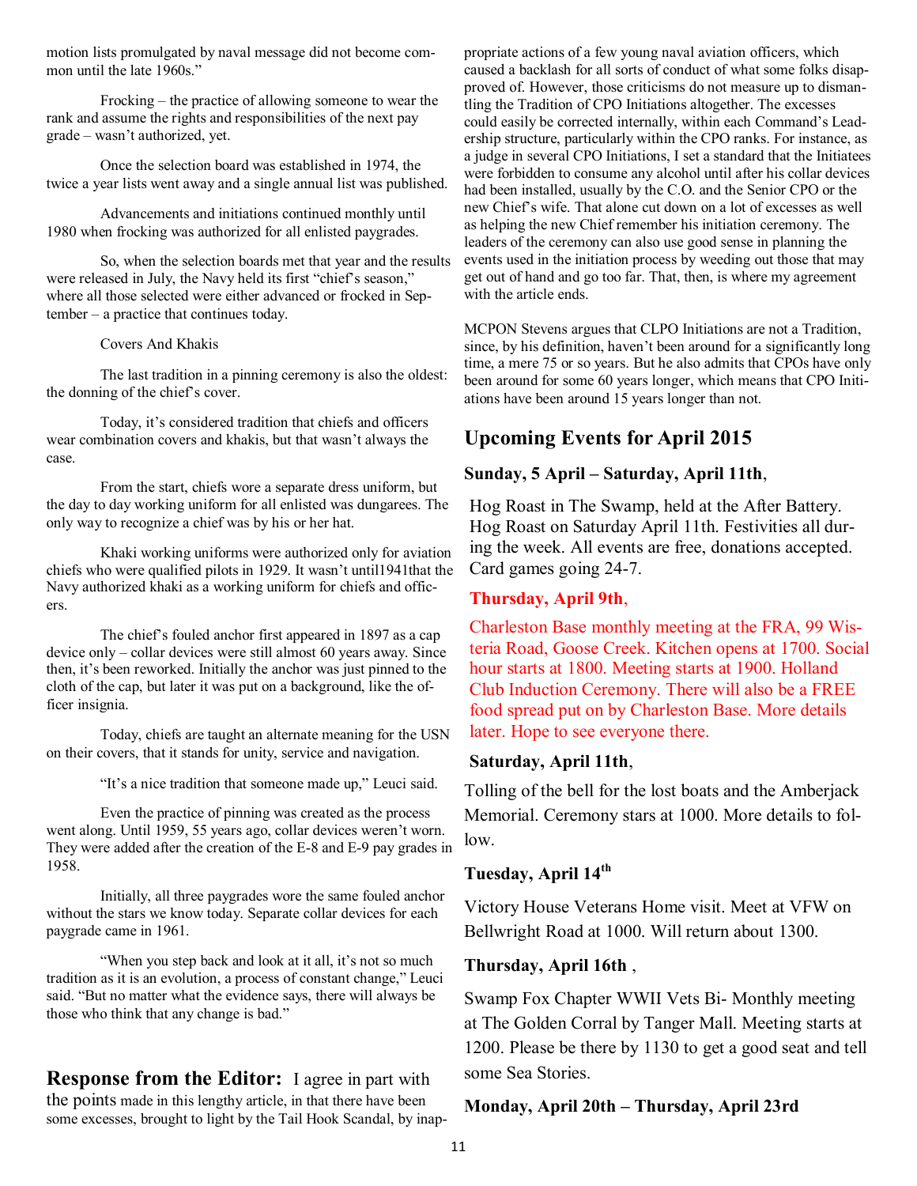motion lists promulgated by naval message did not become common until the late 1960s."

Frocking – the practice of allowing someone to wear the rank and assume the rights and responsibilities of the next pay grade – wasn't authorized, yet.

Once the selection board was established in 1974, the twice a year lists went away and a single annual list was published.

Advancements and initiations continued monthly until 1980 when frocking was authorized for all enlisted paygrades.

So, when the selection boards met that year and the results were released in July, the Navy held its first "chief's season," where all those selected were either advanced or frocked in September – a practice that continues today.

Covers And Khakis

The last tradition in a pinning ceremony is also the oldest: the donning of the chief's cover.

Today, it's considered tradition that chiefs and officers wear combination covers and khakis, but that wasn't always the case.

From the start, chiefs wore a separate dress uniform, but the day to day working uniform for all enlisted was dungarees. The only way to recognize a chief was by his or her hat.

Khaki working uniforms were authorized only for aviation chiefs who were qualified pilots in 1929. It wasn't until1941that the Navy authorized khaki as a working uniform for chiefs and officers.

The chief's fouled anchor first appeared in 1897 as a cap device only – collar devices were still almost 60 years away. Since then, it's been reworked. Initially the anchor was just pinned to the cloth of the cap, but later it was put on a background, like the officer insignia.

Today, chiefs are taught an alternate meaning for the USN on their covers, that it stands for unity, service and navigation.

"It's a nice tradition that someone made up," Leuci said.

Even the practice of pinning was created as the process went along. Until 1959, 55 years ago, collar devices weren't worn. They were added after the creation of the E-8 and E-9 pay grades in 1958.

Initially, all three paygrades wore the same fouled anchor without the stars we know today. Separate collar devices for each paygrade came in 1961.

"When you step back and look at it all, it's not so much tradition as it is an evolution, a process of constant change," Leuci said. "But no matter what the evidence says, there will always be those who think that any change is bad."

**Response from the Editor:** I agree in part with the points made in this lengthy article, in that there have been some excesses, brought to light by the Tail Hook Scandal, by inappropriate actions of a few young naval aviation officers, which caused a backlash for all sorts of conduct of what some folks disapproved of. However, those criticisms do not measure up to dismantling the Tradition of CPO Initiations altogether. The excesses could easily be corrected internally, within each Command's Leadership structure, particularly within the CPO ranks. For instance, as a judge in several CPO Initiations, I set a standard that the Initiatees were forbidden to consume any alcohol until after his collar devices had been installed, usually by the C.O. and the Senior CPO or the new Chief's wife. That alone cut down on a lot of excesses as well as helping the new Chief remember his initiation ceremony. The leaders of the ceremony can also use good sense in planning the events used in the initiation process by weeding out those that may get out of hand and go too far. That, then, is where my agreement with the article ends.

MCPON Stevens argues that CLPO Initiations are not a Tradition, since, by his definition, haven't been around for a significantly long time, a mere 75 or so years. But he also admits that CPOs have only been around for some 60 years longer, which means that CPO Initiations have been around 15 years longer than not.

## Upcoming Events for April 2015

**Sunday, 5 April – Saturday, April 11th**,

Hog Roast in The Swamp, held at the After Battery. Hog Roast on Saturday April 11th. Festivities all during the week. All events are free, donations accepted. Card games going 24-7.

**Thursday, April 9th**,

Charleston Base monthly meeting at the FRA, 99 Wisteria Road, Goose Creek. Kitchen opens at 1700. Social hour starts at 1800. Meeting starts at 1900. Holland Club Induction Ceremony. There will also be a FREE food spread put on by Charleston Base. More details later. Hope to see everyone there.

**Saturday, April 11th**,

Tolling of the bell for the lost boats and the Amberjack Memorial. Ceremony stars at 1000. More details to follow.

**Tuesday, April 14th**

Victory House Veterans Home visit. Meet at VFW on Bellwright Road at 1000. Will return about 1300.

**Thursday, April 16th** ,

Swamp Fox Chapter WWII Vets Bi- Monthly meeting at The Golden Corral by Tanger Mall. Meeting starts at 1200. Please be there by 1130 to get a good seat and tell some Sea Stories.

**Monday, April 20th – Thursday, April 23rd**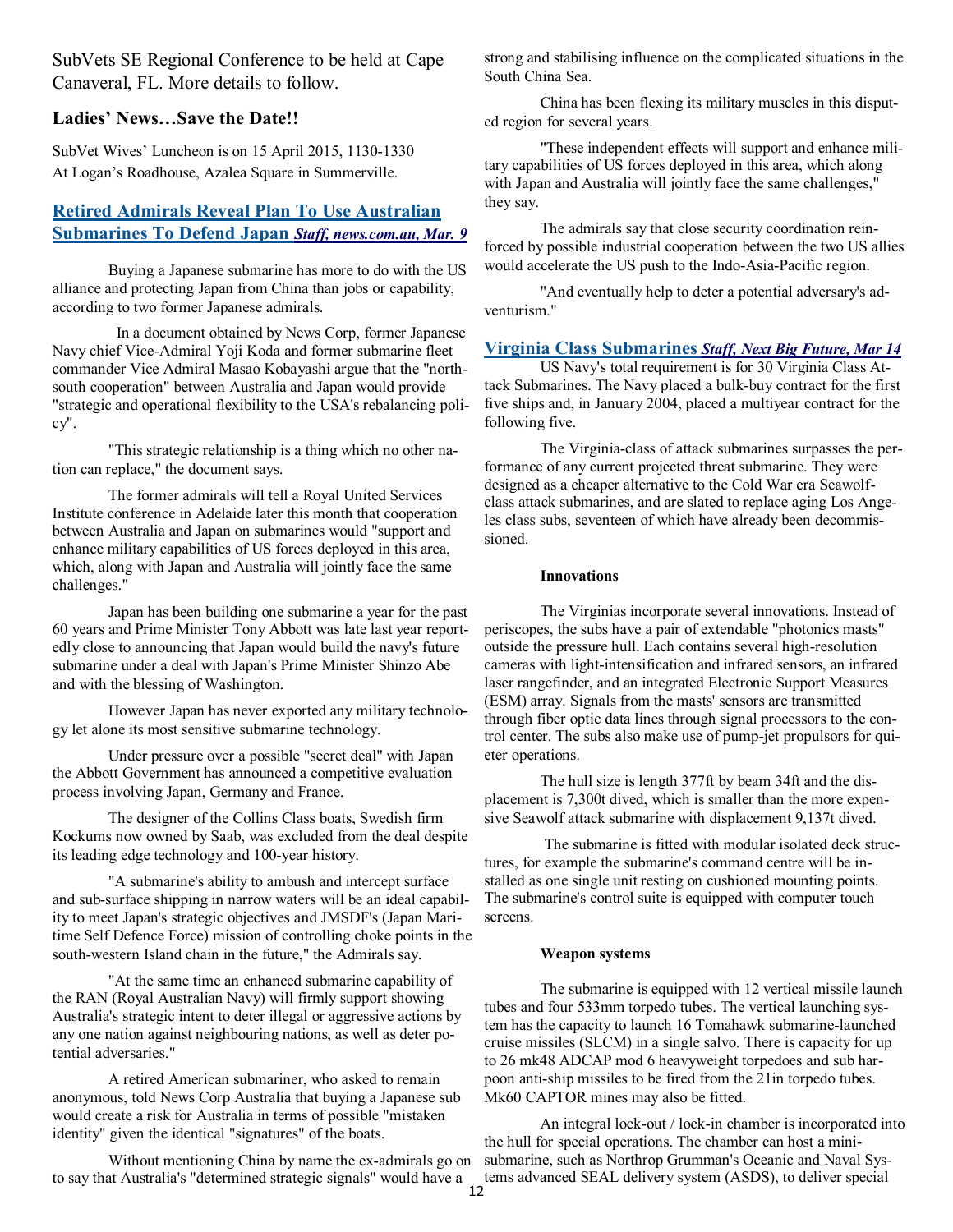SubVets SE Regional Conference to be held at Cape Canaveral, FL. More details to follow.

## Ladies' News…Save the Date!!

SubVet Wives' Luncheon is on 15 April 2015, 1130-1330 At Logan's Roadhouse, Azalea Square in Summerville.

## Retired Admirals Reveal Plan To Use Australian Submarines To Defend Japan *Staff, news.com.au, Mar. 9*

Buying a Japanese submarine has more to do with the US alliance and protecting Japan from China than jobs or capability, according to two former Japanese admirals.

In a document obtained by News Corp, former Japanese Navy chief Vice-Admiral Yoji Koda and former submarine fleet commander Vice Admiral Masao Kobayashi argue that the "north-south cooperation" between Australia and Japan would provide "strategic and operational flexibility to the USA's rebalancing policy".

"This strategic relationship is a thing which no other nation can replace," the document says.

The former admirals will tell a Royal United Services Institute conference in Adelaide later this month that cooperation between Australia and Japan on submarines would "support and enhance military capabilities of US forces deployed in this area, which, along with Japan and Australia will jointly face the same challenges."

Japan has been building one submarine a year for the past 60 years and Prime Minister Tony Abbott was late last year reportedly close to announcing that Japan would build the navy's future submarine under a deal with Japan's Prime Minister Shinzo Abe and with the blessing of Washington.

However Japan has never exported any military technology let alone its most sensitive submarine technology.

Under pressure over a possible "secret deal" with Japan the Abbott Government has announced a competitive evaluation process involving Japan, Germany and France.

The designer of the Collins Class boats, Swedish firm Kockums now owned by Saab, was excluded from the deal despite its leading edge technology and 100-year history.

"A submarine's ability to ambush and intercept surface and sub-surface shipping in narrow waters will be an ideal capability to meet Japan's strategic objectives and JMSDF's (Japan Maritime Self Defence Force) mission of controlling choke points in the south-western Island chain in the future," the Admirals say.

"At the same time an enhanced submarine capability of the RAN (Royal Australian Navy) will firmly support showing Australia's strategic intent to deter illegal or aggressive actions by any one nation against neighbouring nations, as well as deter potential adversaries."

A retired American submariner, who asked to remain anonymous, told News Corp Australia that buying a Japanese sub would create a risk for Australia in terms of possible "mistaken identity" given the identical "signatures" of the boats.

Without mentioning China by name the ex-admirals go on to say that Australia's "determined strategic signals" would have a strong and stabilising influence on the complicated situations in the South China Sea.

China has been flexing its military muscles in this disputed region for several years.

"These independent effects will support and enhance military capabilities of US forces deployed in this area, which along with Japan and Australia will jointly face the same challenges," they say.

The admirals say that close security coordination reinforced by possible industrial cooperation between the two US allies would accelerate the US push to the Indo-Asia-Pacific region.

"And eventually help to deter a potential adversary's adventurism."

## Virginia Class Submarines *Staff, Next Big Future, Mar 14*

US Navy's total requirement is for 30 Virginia Class Attack Submarines. The Navy placed a bulk-buy contract for the first five ships and, in January 2004, placed a multiyear contract for the following five.

The Virginia-class of attack submarines surpasses the performance of any current projected threat submarine. They were designed as a cheaper alternative to the Cold War era Seawolf-class attack submarines, and are slated to replace aging Los Angeles class subs, seventeen of which have already been decommissioned.

**Innovations**

The Virginias incorporate several innovations. Instead of periscopes, the subs have a pair of extendable "photonics masts" outside the pressure hull. Each contains several high-resolution cameras with light-intensification and infrared sensors, an infrared laser rangefinder, and an integrated Electronic Support Measures (ESM) array. Signals from the masts' sensors are transmitted through fiber optic data lines through signal processors to the control center. The subs also make use of pump-jet propulsors for quieter operations.

The hull size is length 377ft by beam 34ft and the displacement is 7,300t dived, which is smaller than the more expensive Seawolf attack submarine with displacement 9,137t dived.

The submarine is fitted with modular isolated deck structures, for example the submarine's command centre will be installed as one single unit resting on cushioned mounting points. The submarine's control suite is equipped with computer touch screens.

**Weapon systems**

The submarine is equipped with 12 vertical missile launch tubes and four 533mm torpedo tubes. The vertical launching system has the capacity to launch 16 Tomahawk submarine-launched cruise missiles (SLCM) in a single salvo. There is capacity for up to 26 mk48 ADCAP mod 6 heavyweight torpedoes and sub harpoon anti-ship missiles to be fired from the 21in torpedo tubes. Mk60 CAPTOR mines may also be fitted.

An integral lock-out / lock-in chamber is incorporated into the hull for special operations. The chamber can host a mini-submarine, such as Northrop Grumman's Oceanic and Naval Systems advanced SEAL delivery system (ASDS), to deliver special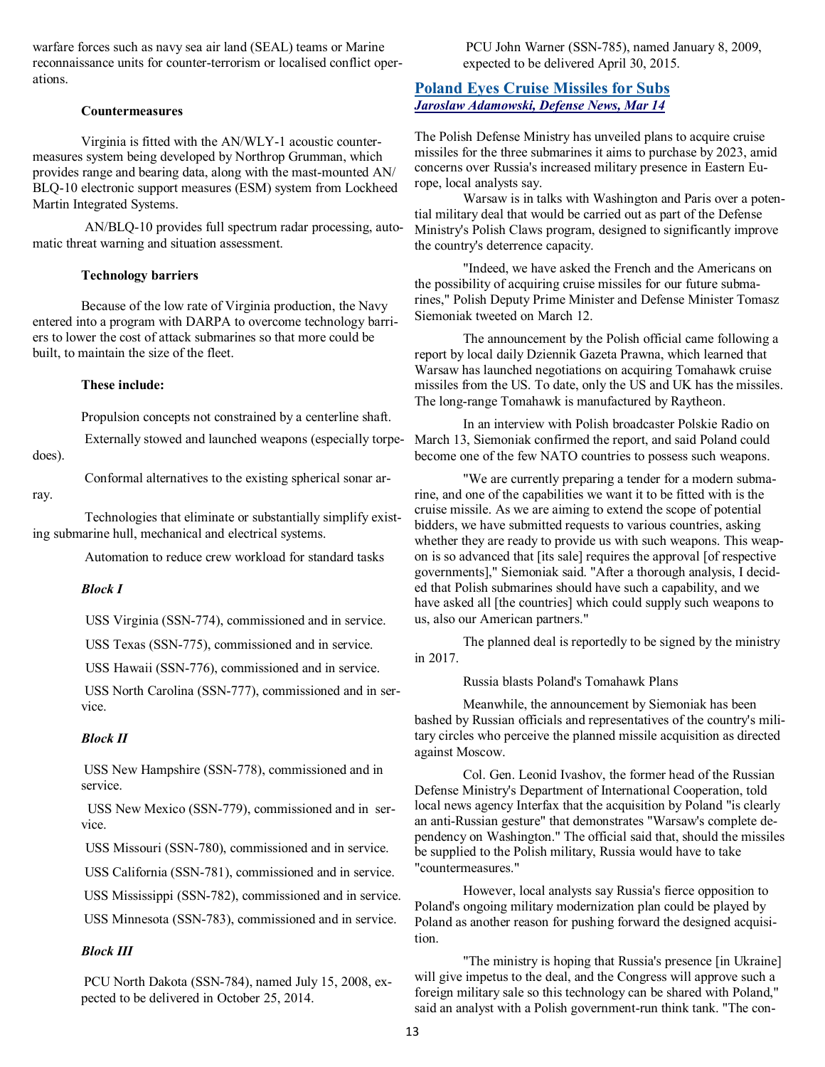warfare forces such as navy sea air land (SEAL) teams or Marine reconnaissance units for counter-terrorism or localised conflict operations.

**Countermeasures**

Virginia is fitted with the AN/WLY-1 acoustic countermeasures system being developed by Northrop Grumman, which provides range and bearing data, along with the mast-mounted AN/BLQ-10 electronic support measures (ESM) system from Lockheed Martin Integrated Systems.

AN/BLQ-10 provides full spectrum radar processing, automatic threat warning and situation assessment.

**Technology barriers**

Because of the low rate of Virginia production, the Navy entered into a program with DARPA to overcome technology barriers to lower the cost of attack submarines so that more could be built, to maintain the size of the fleet.

**These include:**

Propulsion concepts not constrained by a centerline shaft.

Externally stowed and launched weapons (especially torpedoes).

Conformal alternatives to the existing spherical sonar array.

Technologies that eliminate or substantially simplify existing submarine hull, mechanical and electrical systems.

Automation to reduce crew workload for standard tasks

***Block I***

USS Virginia (SSN-774), commissioned and in service.

USS Texas (SSN-775), commissioned and in service.

USS Hawaii (SSN-776), commissioned and in service.

USS North Carolina (SSN-777), commissioned and in service.

***Block II***

USS New Hampshire (SSN-778), commissioned and in service.

USS New Mexico (SSN-779), commissioned and in service.

USS Missouri (SSN-780), commissioned and in service.

USS California (SSN-781), commissioned and in service.

USS Mississippi (SSN-782), commissioned and in service.

USS Minnesota (SSN-783), commissioned and in service.

***Block III***

PCU North Dakota (SSN-784), named July 15, 2008, expected to be delivered in October 25, 2014.

PCU John Warner (SSN-785), named January 8, 2009, expected to be delivered April 30, 2015.

## Poland Eyes Cruise Missiles for Subs

***Jaroslaw Adamowski, Defense News, Mar 14***

The Polish Defense Ministry has unveiled plans to acquire cruise missiles for the three submarines it aims to purchase by 2023, amid concerns over Russia's increased military presence in Eastern Europe, local analysts say.

Warsaw is in talks with Washington and Paris over a potential military deal that would be carried out as part of the Defense Ministry's Polish Claws program, designed to significantly improve the country's deterrence capacity.

"Indeed, we have asked the French and the Americans on the possibility of acquiring cruise missiles for our future submarines," Polish Deputy Prime Minister and Defense Minister Tomasz Siemoniak tweeted on March 12.

The announcement by the Polish official came following a report by local daily Dziennik Gazeta Prawna, which learned that Warsaw has launched negotiations on acquiring Tomahawk cruise missiles from the US. To date, only the US and UK has the missiles. The long-range Tomahawk is manufactured by Raytheon.

In an interview with Polish broadcaster Polskie Radio on March 13, Siemoniak confirmed the report, and said Poland could become one of the few NATO countries to possess such weapons.

"We are currently preparing a tender for a modern submarine, and one of the capabilities we want it to be fitted with is the cruise missile. As we are aiming to extend the scope of potential bidders, we have submitted requests to various countries, asking whether they are ready to provide us with such weapons. This weapon is so advanced that [its sale] requires the approval [of respective governments]," Siemoniak said. "After a thorough analysis, I decided that Polish submarines should have such a capability, and we have asked all [the countries] which could supply such weapons to us, also our American partners."

The planned deal is reportedly to be signed by the ministry in 2017.

Russia blasts Poland's Tomahawk Plans

Meanwhile, the announcement by Siemoniak has been bashed by Russian officials and representatives of the country's military circles who perceive the planned missile acquisition as directed against Moscow.

Col. Gen. Leonid Ivashov, the former head of the Russian Defense Ministry's Department of International Cooperation, told local news agency Interfax that the acquisition by Poland "is clearly an anti-Russian gesture" that demonstrates "Warsaw's complete dependency on Washington." The official said that, should the missiles be supplied to the Polish military, Russia would have to take "countermeasures."

However, local analysts say Russia's fierce opposition to Poland's ongoing military modernization plan could be played by Poland as another reason for pushing forward the designed acquisition.

"The ministry is hoping that Russia's presence [in Ukraine] will give impetus to the deal, and the Congress will approve such a foreign military sale so this technology can be shared with Poland," said an analyst with a Polish government-run think tank. "The con-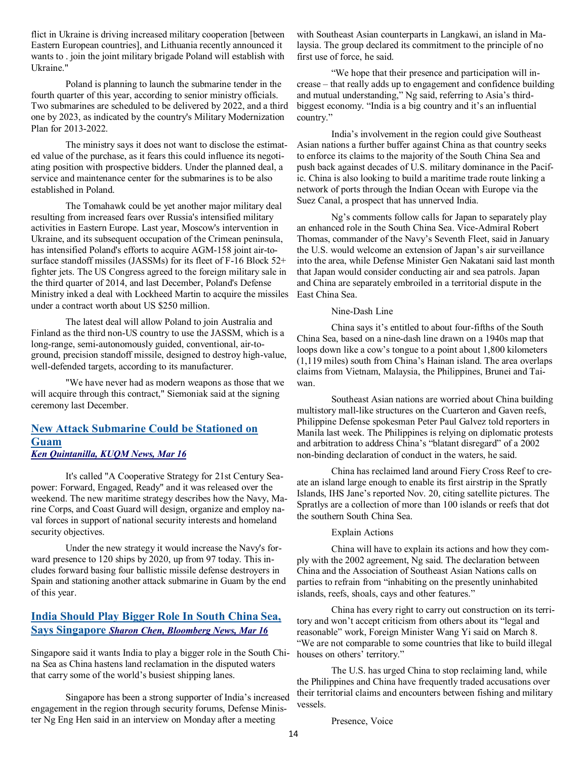flict in Ukraine is driving increased military cooperation [between Eastern European countries], and Lithuania recently announced it wants to . join the joint military brigade Poland will establish with Ukraine."

Poland is planning to launch the submarine tender in the fourth quarter of this year, according to senior ministry officials. Two submarines are scheduled to be delivered by 2022, and a third one by 2023, as indicated by the country's Military Modernization Plan for 2013-2022.

The ministry says it does not want to disclose the estimated value of the purchase, as it fears this could influence its negotiating position with prospective bidders. Under the planned deal, a service and maintenance center for the submarines is to be also established in Poland.

The Tomahawk could be yet another major military deal resulting from increased fears over Russia's intensified military activities in Eastern Europe. Last year, Moscow's intervention in Ukraine, and its subsequent occupation of the Crimean peninsula, has intensified Poland's efforts to acquire AGM-158 joint air-to-surface standoff missiles (JASSMs) for its fleet of F-16 Block 52+ fighter jets. The US Congress agreed to the foreign military sale in the third quarter of 2014, and last December, Poland's Defense Ministry inked a deal with Lockheed Martin to acquire the missiles under a contract worth about US $250 million.

The latest deal will allow Poland to join Australia and Finland as the third non-US country to use the JASSM, which is a long-range, semi-autonomously guided, conventional, air-to-ground, precision standoff missile, designed to destroy high-value, well-defended targets, according to its manufacturer.

"We have never had as modern weapons as those that we will acquire through this contract," Siemoniak said at the signing ceremony last December.

## New Attack Submarine Could be Stationed on Guam

***Ken Quintanilla, KUQM News, Mar 16***

It's called "A Cooperative Strategy for 21st Century Seapower: Forward, Engaged, Ready" and it was released over the weekend. The new maritime strategy describes how the Navy, Marine Corps, and Coast Guard will design, organize and employ naval forces in support of national security interests and homeland security objectives.

Under the new strategy it would increase the Navy's forward presence to 120 ships by 2020, up from 97 today. This includes forward basing four ballistic missile defense destroyers in Spain and stationing another attack submarine in Guam by the end of this year.

## India Should Play Bigger Role In South China Sea, Says Singapore *Sharon Chen, Bloomberg News, Mar 16*

Singapore said it wants India to play a bigger role in the South China Sea as China hastens land reclamation in the disputed waters that carry some of the world's busiest shipping lanes.

Singapore has been a strong supporter of India's increased engagement in the region through security forums, Defense Minister Ng Eng Hen said in an interview on Monday after a meeting with Southeast Asian counterparts in Langkawi, an island in Malaysia. The group declared its commitment to the principle of no first use of force, he said.

"We hope that their presence and participation will increase – that really adds up to engagement and confidence building and mutual understanding," Ng said, referring to Asia's third-biggest economy. "India is a big country and it's an influential country."

India's involvement in the region could give Southeast Asian nations a further buffer against China as that country seeks to enforce its claims to the majority of the South China Sea and push back against decades of U.S. military dominance in the Pacific. China is also looking to build a maritime trade route linking a network of ports through the Indian Ocean with Europe via the Suez Canal, a prospect that has unnerved India.

Ng's comments follow calls for Japan to separately play an enhanced role in the South China Sea. Vice-Admiral Robert Thomas, commander of the Navy's Seventh Fleet, said in January the U.S. would welcome an extension of Japan's air surveillance into the area, while Defense Minister Gen Nakatani said last month that Japan would consider conducting air and sea patrols. Japan and China are separately embroiled in a territorial dispute in the East China Sea.

Nine-Dash Line

China says it's entitled to about four-fifths of the South China Sea, based on a nine-dash line drawn on a 1940s map that loops down like a cow's tongue to a point about 1,800 kilometers (1,119 miles) south from China's Hainan island. The area overlaps claims from Vietnam, Malaysia, the Philippines, Brunei and Taiwan.

Southeast Asian nations are worried about China building multistory mall-like structures on the Cuarteron and Gaven reefs, Philippine Defense spokesman Peter Paul Galvez told reporters in Manila last week. The Philippines is relying on diplomatic protests and arbitration to address China's "blatant disregard" of a 2002 non-binding declaration of conduct in the waters, he said.

China has reclaimed land around Fiery Cross Reef to create an island large enough to enable its first airstrip in the Spratly Islands, IHS Jane's reported Nov. 20, citing satellite pictures. The Spratlys are a collection of more than 100 islands or reefs that dot the southern South China Sea.

Explain Actions

China will have to explain its actions and how they comply with the 2002 agreement, Ng said. The declaration between China and the Association of Southeast Asian Nations calls on parties to refrain from "inhabiting on the presently uninhabited islands, reefs, shoals, cays and other features."

China has every right to carry out construction on its territory and won't accept criticism from others about its "legal and reasonable" work, Foreign Minister Wang Yi said on March 8. "We are not comparable to some countries that like to build illegal houses on others' territory."

The U.S. has urged China to stop reclaiming land, while the Philippines and China have frequently traded accusations over their territorial claims and encounters between fishing and military vessels.

Presence, Voice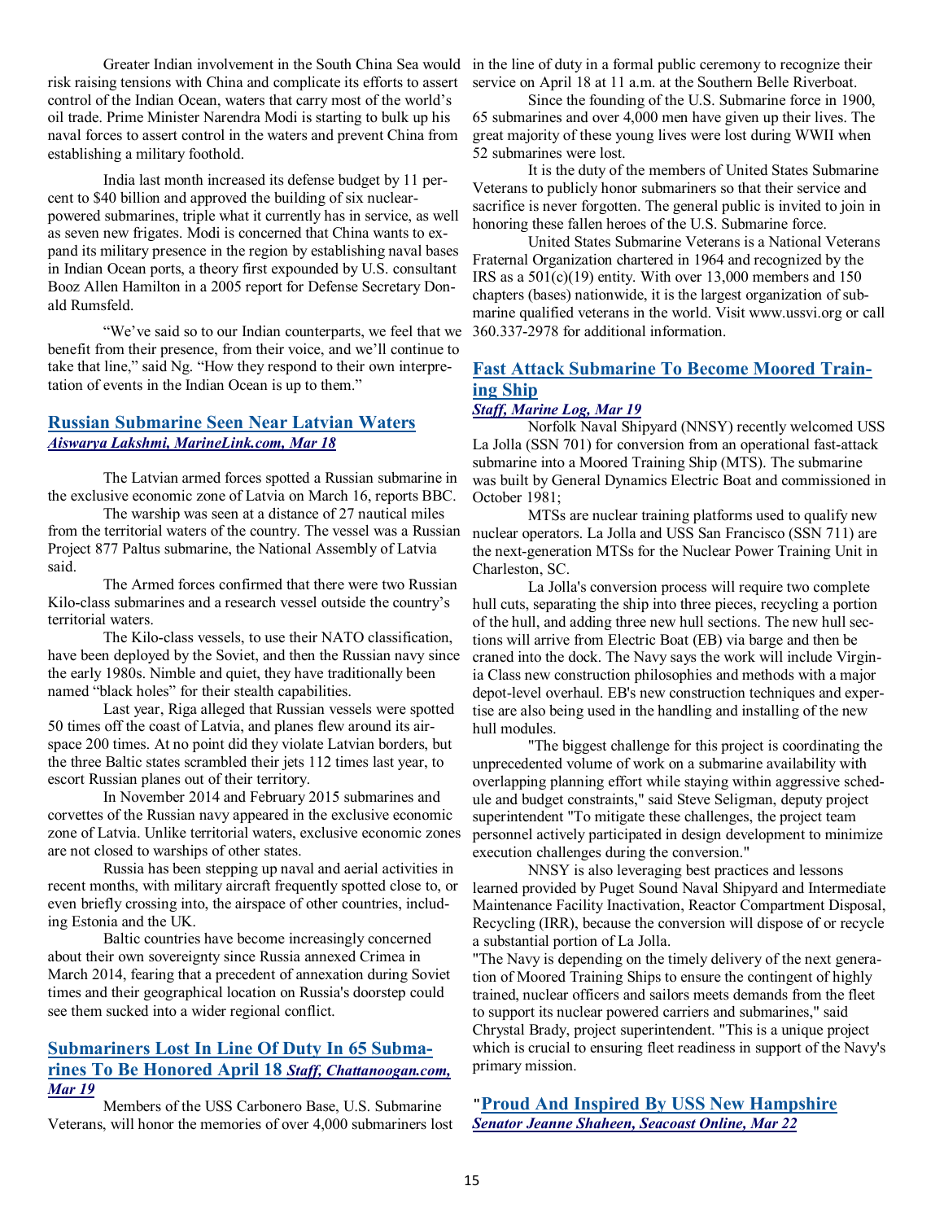Greater Indian involvement in the South China Sea would risk raising tensions with China and complicate its efforts to assert control of the Indian Ocean, waters that carry most of the world's oil trade. Prime Minister Narendra Modi is starting to bulk up his naval forces to assert control in the waters and prevent China from establishing a military foothold.

India last month increased its defense budget by 11 percent to $40 billion and approved the building of six nuclear-powered submarines, triple what it currently has in service, as well as seven new frigates. Modi is concerned that China wants to expand its military presence in the region by establishing naval bases in Indian Ocean ports, a theory first expounded by U.S. consultant Booz Allen Hamilton in a 2005 report for Defense Secretary Donald Rumsfeld.

"We've said so to our Indian counterparts, we feel that we benefit from their presence, from their voice, and we'll continue to take that line," said Ng. "How they respond to their own interpretation of events in the Indian Ocean is up to them."

## Russian Submarine Seen Near Latvian Waters

*Aiswarya Lakshmi, MarineLink.com, Mar 18*

The Latvian armed forces spotted a Russian submarine in the exclusive economic zone of Latvia on March 16, reports BBC.

The warship was seen at a distance of 27 nautical miles from the territorial waters of the country. The vessel was a Russian Project 877 Paltus submarine, the National Assembly of Latvia said.

The Armed forces confirmed that there were two Russian Kilo-class submarines and a research vessel outside the country's territorial waters.

The Kilo-class vessels, to use their NATO classification, have been deployed by the Soviet, and then the Russian navy since the early 1980s. Nimble and quiet, they have traditionally been named "black holes" for their stealth capabilities.

Last year, Riga alleged that Russian vessels were spotted 50 times off the coast of Latvia, and planes flew around its airspace 200 times. At no point did they violate Latvian borders, but the three Baltic states scrambled their jets 112 times last year, to escort Russian planes out of their territory.

In November 2014 and February 2015 submarines and corvettes of the Russian navy appeared in the exclusive economic zone of Latvia. Unlike territorial waters, exclusive economic zones are not closed to warships of other states.

Russia has been stepping up naval and aerial activities in recent months, with military aircraft frequently spotted close to, or even briefly crossing into, the airspace of other countries, including Estonia and the UK.

Baltic countries have become increasingly concerned about their own sovereignty since Russia annexed Crimea in March 2014, fearing that a precedent of annexation during Soviet times and their geographical location on Russia's doorstep could see them sucked into a wider regional conflict.

## Submariners Lost In Line Of Duty In 65 Submarines To Be Honored April 18

*Staff, Chattanoogan.com, Mar 19*

Members of the USS Carbonero Base, U.S. Submarine Veterans, will honor the memories of over 4,000 submariners lost in the line of duty in a formal public ceremony to recognize their service on April 18 at 11 a.m. at the Southern Belle Riverboat.

Since the founding of the U.S. Submarine force in 1900, 65 submarines and over 4,000 men have given up their lives. The great majority of these young lives were lost during WWII when 52 submarines were lost.

It is the duty of the members of United States Submarine Veterans to publicly honor submariners so that their service and sacrifice is never forgotten. The general public is invited to join in honoring these fallen heroes of the U.S. Submarine force.

United States Submarine Veterans is a National Veterans Fraternal Organization chartered in 1964 and recognized by the IRS as a 501(c)(19) entity. With over 13,000 members and 150 chapters (bases) nationwide, it is the largest organization of submarine qualified veterans in the world. Visit www.ussvi.org or call 360.337-2978 for additional information.

## Fast Attack Submarine To Become Moored Training Ship

*Staff, Marine Log, Mar 19*

Norfolk Naval Shipyard (NNSY) recently welcomed USS La Jolla (SSN 701) for conversion from an operational fast-attack submarine into a Moored Training Ship (MTS). The submarine was built by General Dynamics Electric Boat and commissioned in October 1981;

MTSs are nuclear training platforms used to qualify new nuclear operators. La Jolla and USS San Francisco (SSN 711) are the next-generation MTSs for the Nuclear Power Training Unit in Charleston, SC.

La Jolla's conversion process will require two complete hull cuts, separating the ship into three pieces, recycling a portion of the hull, and adding three new hull sections. The new hull sections will arrive from Electric Boat (EB) via barge and then be craned into the dock. The Navy says the work will include Virginia Class new construction philosophies and methods with a major depot-level overhaul. EB's new construction techniques and expertise are also being used in the handling and installing of the new hull modules.

"The biggest challenge for this project is coordinating the unprecedented volume of work on a submarine availability with overlapping planning effort while staying within aggressive schedule and budget constraints," said Steve Seligman, deputy project superintendent "To mitigate these challenges, the project team personnel actively participated in design development to minimize execution challenges during the conversion."

NNSY is also leveraging best practices and lessons learned provided by Puget Sound Naval Shipyard and Intermediate Maintenance Facility Inactivation, Reactor Compartment Disposal, Recycling (IRR), because the conversion will dispose of or recycle a substantial portion of La Jolla.

"The Navy is depending on the timely delivery of the next generation of Moored Training Ships to ensure the contingent of highly trained, nuclear officers and sailors meets demands from the fleet to support its nuclear powered carriers and submarines," said Chrystal Brady, project superintendent. "This is a unique project which is crucial to ensuring fleet readiness in support of the Navy's primary mission.

## "Proud And Inspired By USS New Hampshire

*Senator Jeanne Shaheen, Seacoast Online, Mar 22*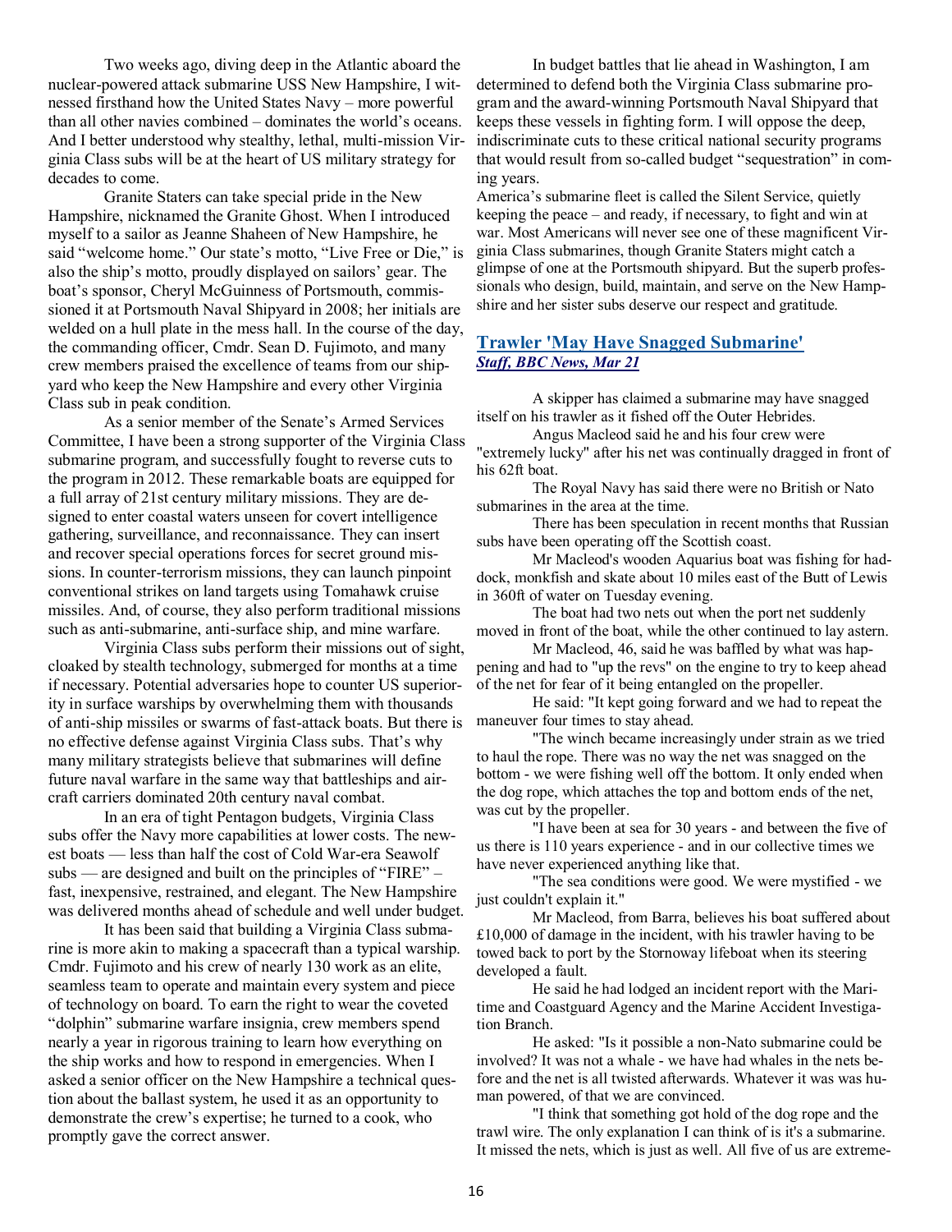Two weeks ago, diving deep in the Atlantic aboard the nuclear-powered attack submarine USS New Hampshire, I witnessed firsthand how the United States Navy – more powerful than all other navies combined – dominates the world's oceans. And I better understood why stealthy, lethal, multi-mission Virginia Class subs will be at the heart of US military strategy for decades to come.

Granite Staters can take special pride in the New Hampshire, nicknamed the Granite Ghost. When I introduced myself to a sailor as Jeanne Shaheen of New Hampshire, he said "welcome home." Our state's motto, "Live Free or Die," is also the ship's motto, proudly displayed on sailors' gear. The boat's sponsor, Cheryl McGuinness of Portsmouth, commissioned it at Portsmouth Naval Shipyard in 2008; her initials are welded on a hull plate in the mess hall. In the course of the day, the commanding officer, Cmdr. Sean D. Fujimoto, and many crew members praised the excellence of teams from our shipyard who keep the New Hampshire and every other Virginia Class sub in peak condition.

As a senior member of the Senate's Armed Services Committee, I have been a strong supporter of the Virginia Class submarine program, and successfully fought to reverse cuts to the program in 2012. These remarkable boats are equipped for a full array of 21st century military missions. They are designed to enter coastal waters unseen for covert intelligence gathering, surveillance, and reconnaissance. They can insert and recover special operations forces for secret ground missions. In counter-terrorism missions, they can launch pinpoint conventional strikes on land targets using Tomahawk cruise missiles. And, of course, they also perform traditional missions such as anti-submarine, anti-surface ship, and mine warfare.

Virginia Class subs perform their missions out of sight, cloaked by stealth technology, submerged for months at a time if necessary. Potential adversaries hope to counter US superiority in surface warships by overwhelming them with thousands of anti-ship missiles or swarms of fast-attack boats. But there is no effective defense against Virginia Class subs. That's why many military strategists believe that submarines will define future naval warfare in the same way that battleships and aircraft carriers dominated 20th century naval combat.

In an era of tight Pentagon budgets, Virginia Class subs offer the Navy more capabilities at lower costs. The newest boats — less than half the cost of Cold War-era Seawolf subs — are designed and built on the principles of "FIRE" – fast, inexpensive, restrained, and elegant. The New Hampshire was delivered months ahead of schedule and well under budget.

It has been said that building a Virginia Class submarine is more akin to making a spacecraft than a typical warship. Cmdr. Fujimoto and his crew of nearly 130 work as an elite, seamless team to operate and maintain every system and piece of technology on board. To earn the right to wear the coveted "dolphin" submarine warfare insignia, crew members spend nearly a year in rigorous training to learn how everything on the ship works and how to respond in emergencies. When I asked a senior officer on the New Hampshire a technical question about the ballast system, he used it as an opportunity to demonstrate the crew's expertise; he turned to a cook, who promptly gave the correct answer.

In budget battles that lie ahead in Washington, I am determined to defend both the Virginia Class submarine program and the award-winning Portsmouth Naval Shipyard that keeps these vessels in fighting form. I will oppose the deep, indiscriminate cuts to these critical national security programs that would result from so-called budget "sequestration" in coming years.

America's submarine fleet is called the Silent Service, quietly keeping the peace – and ready, if necessary, to fight and win at war. Most Americans will never see one of these magnificent Virginia Class submarines, though Granite Staters might catch a glimpse of one at the Portsmouth shipyard. But the superb professionals who design, build, maintain, and serve on the New Hampshire and her sister subs deserve our respect and gratitude.

## Trawler 'May Have Snagged Submarine'

***Staff, BBC News, Mar 21***

A skipper has claimed a submarine may have snagged itself on his trawler as it fished off the Outer Hebrides.

Angus Macleod said he and his four crew were "extremely lucky" after his net was continually dragged in front of his 62ft boat.

The Royal Navy has said there were no British or Nato submarines in the area at the time.

There has been speculation in recent months that Russian subs have been operating off the Scottish coast.

Mr Macleod's wooden Aquarius boat was fishing for haddock, monkfish and skate about 10 miles east of the Butt of Lewis in 360ft of water on Tuesday evening.

The boat had two nets out when the port net suddenly moved in front of the boat, while the other continued to lay astern.

Mr Macleod, 46, said he was baffled by what was happening and had to "up the revs" on the engine to try to keep ahead of the net for fear of it being entangled on the propeller.

He said: "It kept going forward and we had to repeat the maneuver four times to stay ahead.

"The winch became increasingly under strain as we tried to haul the rope. There was no way the net was snagged on the bottom - we were fishing well off the bottom. It only ended when the dog rope, which attaches the top and bottom ends of the net, was cut by the propeller.

"I have been at sea for 30 years - and between the five of us there is 110 years experience - and in our collective times we have never experienced anything like that.

"The sea conditions were good. We were mystified - we just couldn't explain it."

Mr Macleod, from Barra, believes his boat suffered about £10,000 of damage in the incident, with his trawler having to be towed back to port by the Stornoway lifeboat when its steering developed a fault.

He said he had lodged an incident report with the Maritime and Coastguard Agency and the Marine Accident Investigation Branch.

He asked: "Is it possible a non-Nato submarine could be involved? It was not a whale - we have had whales in the nets before and the net is all twisted afterwards. Whatever it was was human powered, of that we are convinced.

"I think that something got hold of the dog rope and the trawl wire. The only explanation I can think of is it's a submarine. It missed the nets, which is just as well. All five of us are extreme-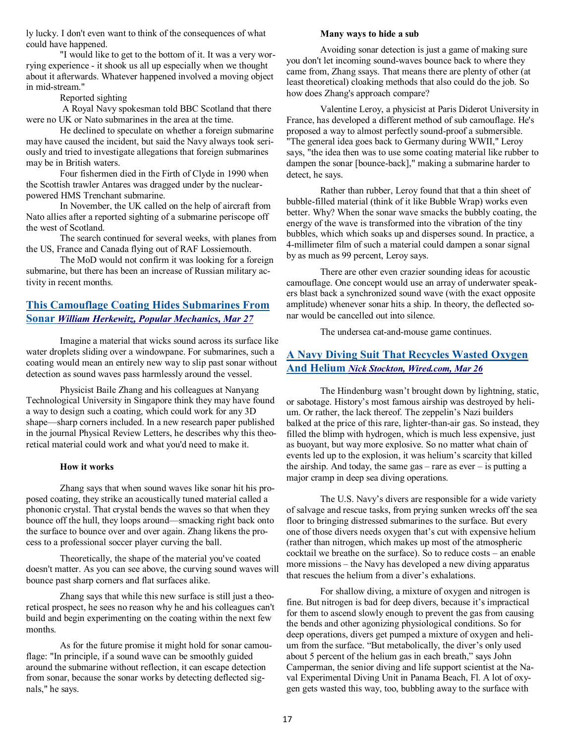ly lucky. I don't even want to think of the consequences of what could have happened.

"I would like to get to the bottom of it. It was a very worrying experience - it shook us all up especially when we thought about it afterwards. Whatever happened involved a moving object in mid-stream."

Reported sighting

A Royal Navy spokesman told BBC Scotland that there were no UK or Nato submarines in the area at the time.

He declined to speculate on whether a foreign submarine may have caused the incident, but said the Navy always took seriously and tried to investigate allegations that foreign submarines may be in British waters.

Four fishermen died in the Firth of Clyde in 1990 when the Scottish trawler Antares was dragged under by the nuclear-powered HMS Trenchant submarine.

In November, the UK called on the help of aircraft from Nato allies after a reported sighting of a submarine periscope off the west of Scotland.

The search continued for several weeks, with planes from the US, France and Canada flying out of RAF Lossiemouth.

The MoD would not confirm it was looking for a foreign submarine, but there has been an increase of Russian military activity in recent months.

## This Camouflage Coating Hides Submarines From Sonar *William Herkewitz, Popular Mechanics, Mar 27*

Imagine a material that wicks sound across its surface like water droplets sliding over a windowpane. For submarines, such a coating would mean an entirely new way to slip past sonar without detection as sound waves pass harmlessly around the vessel.

Physicist Baile Zhang and his colleagues at Nanyang Technological University in Singapore think they may have found a way to design such a coating, which could work for any 3D shape—sharp corners included. In a new research paper published in the journal Physical Review Letters, he describes why this theoretical material could work and what you'd need to make it.

**How it works**

Zhang says that when sound waves like sonar hit his proposed coating, they strike an acoustically tuned material called a phononic crystal. That crystal bends the waves so that when they bounce off the hull, they loops around—smacking right back onto the surface to bounce over and over again. Zhang likens the process to a professional soccer player curving the ball.

Theoretically, the shape of the material you've coated doesn't matter. As you can see above, the curving sound waves will bounce past sharp corners and flat surfaces alike.

Zhang says that while this new surface is still just a theoretical prospect, he sees no reason why he and his colleagues can't build and begin experimenting on the coating within the next few months.

As for the future promise it might hold for sonar camouflage: "In principle, if a sound wave can be smoothly guided around the submarine without reflection, it can escape detection from sonar, because the sonar works by detecting deflected signals," he says.

**Many ways to hide a sub**

Avoiding sonar detection is just a game of making sure you don't let incoming sound-waves bounce back to where they came from, Zhang ssays. That means there are plenty of other (at least theoretical) cloaking methods that also could do the job. So how does Zhang's approach compare?

Valentine Leroy, a physicist at Paris Diderot University in France, has developed a different method of sub camouflage. He's proposed a way to almost perfectly sound-proof a submersible. "The general idea goes back to Germany during WWII," Leroy says, "the idea then was to use some coating material like rubber to dampen the sonar [bounce-back]," making a submarine harder to detect, he says.

Rather than rubber, Leroy found that that a thin sheet of bubble-filled material (think of it like Bubble Wrap) works even better. Why? When the sonar wave smacks the bubbly coating, the energy of the wave is transformed into the vibration of the tiny bubbles, which which soaks up and disperses sound. In practice, a 4-millimeter film of such a material could dampen a sonar signal by as much as 99 percent, Leroy says.

There are other even crazier sounding ideas for acoustic camouflage. One concept would use an array of underwater speakers blast back a synchronized sound wave (with the exact opposite amplitude) whenever sonar hits a ship. In theory, the deflected sonar would be cancelled out into silence.

The undersea cat-and-mouse game continues.

## A Navy Diving Suit That Recycles Wasted Oxygen And Helium *Nick Stockton, Wired.com, Mar 26*

The Hindenburg wasn't brought down by lightning, static, or sabotage. History's most famous airship was destroyed by helium. Or rather, the lack thereof. The zeppelin's Nazi builders balked at the price of this rare, lighter-than-air gas. So instead, they filled the blimp with hydrogen, which is much less expensive, just as buoyant, but way more explosive. So no matter what chain of events led up to the explosion, it was helium's scarcity that killed the airship. And today, the same gas – rare as ever – is putting a major cramp in deep sea diving operations.

The U.S. Navy's divers are responsible for a wide variety of salvage and rescue tasks, from prying sunken wrecks off the sea floor to bringing distressed submarines to the surface. But every one of those divers needs oxygen that's cut with expensive helium (rather than nitrogen, which makes up most of the atmospheric cocktail we breathe on the surface). So to reduce costs – an enable more missions – the Navy has developed a new diving apparatus that rescues the helium from a diver's exhalations.

For shallow diving, a mixture of oxygen and nitrogen is fine. But nitrogen is bad for deep divers, because it's impractical for them to ascend slowly enough to prevent the gas from causing the bends and other agonizing physiological conditions. So for deep operations, divers get pumped a mixture of oxygen and helium from the surface. "But metabolically, the diver's only used about 5 percent of the helium gas in each breath," says John Camperman, the senior diving and life support scientist at the Naval Experimental Diving Unit in Panama Beach, Fl. A lot of oxygen gets wasted this way, too, bubbling away to the surface with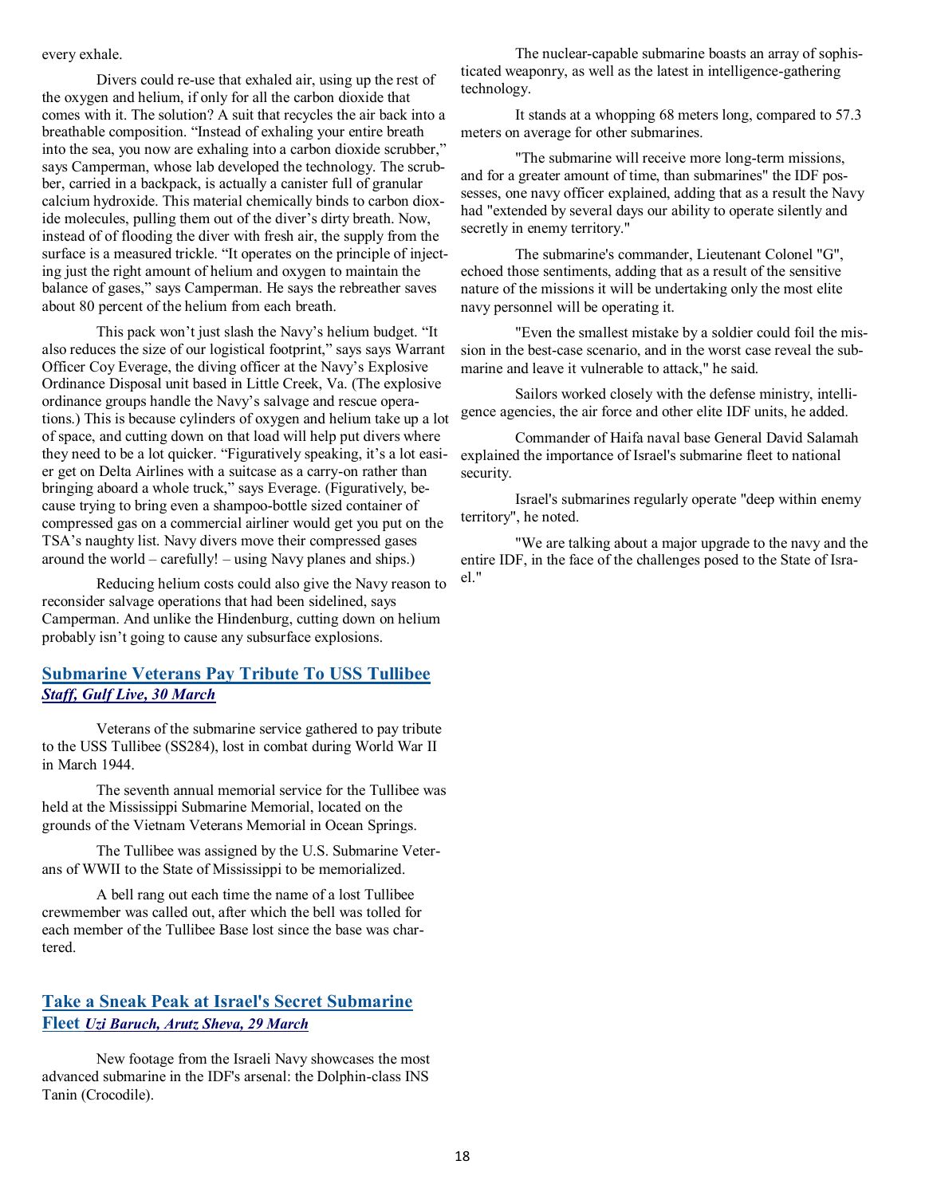every exhale.

Divers could re-use that exhaled air, using up the rest of the oxygen and helium, if only for all the carbon dioxide that comes with it. The solution? A suit that recycles the air back into a breathable composition. "Instead of exhaling your entire breath into the sea, you now are exhaling into a carbon dioxide scrubber," says Camperman, whose lab developed the technology. The scrubber, carried in a backpack, is actually a canister full of granular calcium hydroxide. This material chemically binds to carbon dioxide molecules, pulling them out of the diver's dirty breath. Now, instead of of flooding the diver with fresh air, the supply from the surface is a measured trickle. "It operates on the principle of injecting just the right amount of helium and oxygen to maintain the balance of gases," says Camperman. He says the rebreather saves about 80 percent of the helium from each breath.

This pack won't just slash the Navy's helium budget. "It also reduces the size of our logistical footprint," says says Warrant Officer Coy Everage, the diving officer at the Navy's Explosive Ordinance Disposal unit based in Little Creek, Va. (The explosive ordinance groups handle the Navy's salvage and rescue operations.) This is because cylinders of oxygen and helium take up a lot of space, and cutting down on that load will help put divers where they need to be a lot quicker. "Figuratively speaking, it's a lot easier get on Delta Airlines with a suitcase as a carry-on rather than bringing aboard a whole truck," says Everage. (Figuratively, because trying to bring even a shampoo-bottle sized container of compressed gas on a commercial airliner would get you put on the TSA's naughty list. Navy divers move their compressed gases around the world – carefully! – using Navy planes and ships.)

Reducing helium costs could also give the Navy reason to reconsider salvage operations that had been sidelined, says Camperman. And unlike the Hindenburg, cutting down on helium probably isn't going to cause any subsurface explosions.

## Submarine Veterans Pay Tribute To USS Tullibee

***Staff, Gulf Live, 30 March***

Veterans of the submarine service gathered to pay tribute to the USS Tullibee (SS284), lost in combat during World War II in March 1944.

The seventh annual memorial service for the Tullibee was held at the Mississippi Submarine Memorial, located on the grounds of the Vietnam Veterans Memorial in Ocean Springs.

The Tullibee was assigned by the U.S. Submarine Veterans of WWII to the State of Mississippi to be memorialized.

A bell rang out each time the name of a lost Tullibee crewmember was called out, after which the bell was tolled for each member of the Tullibee Base lost since the base was chartered.

## Take a Sneak Peak at Israel's Secret Submarine Fleet

***Uzi Baruch, Arutz Sheva, 29 March***

New footage from the Israeli Navy showcases the most advanced submarine in the IDF's arsenal: the Dolphin-class INS Tanin (Crocodile).

The nuclear-capable submarine boasts an array of sophisticated weaponry, as well as the latest in intelligence-gathering technology.

It stands at a whopping 68 meters long, compared to 57.3 meters on average for other submarines.

"The submarine will receive more long-term missions, and for a greater amount of time, than submarines" the IDF possesses, one navy officer explained, adding that as a result the Navy had "extended by several days our ability to operate silently and secretly in enemy territory."

The submarine's commander, Lieutenant Colonel "G", echoed those sentiments, adding that as a result of the sensitive nature of the missions it will be undertaking only the most elite navy personnel will be operating it.

"Even the smallest mistake by a soldier could foil the mission in the best-case scenario, and in the worst case reveal the submarine and leave it vulnerable to attack," he said.

Sailors worked closely with the defense ministry, intelligence agencies, the air force and other elite IDF units, he added.

Commander of Haifa naval base General David Salamah explained the importance of Israel's submarine fleet to national security.

Israel's submarines regularly operate "deep within enemy territory", he noted.

"We are talking about a major upgrade to the navy and the entire IDF, in the face of the challenges posed to the State of Israel."